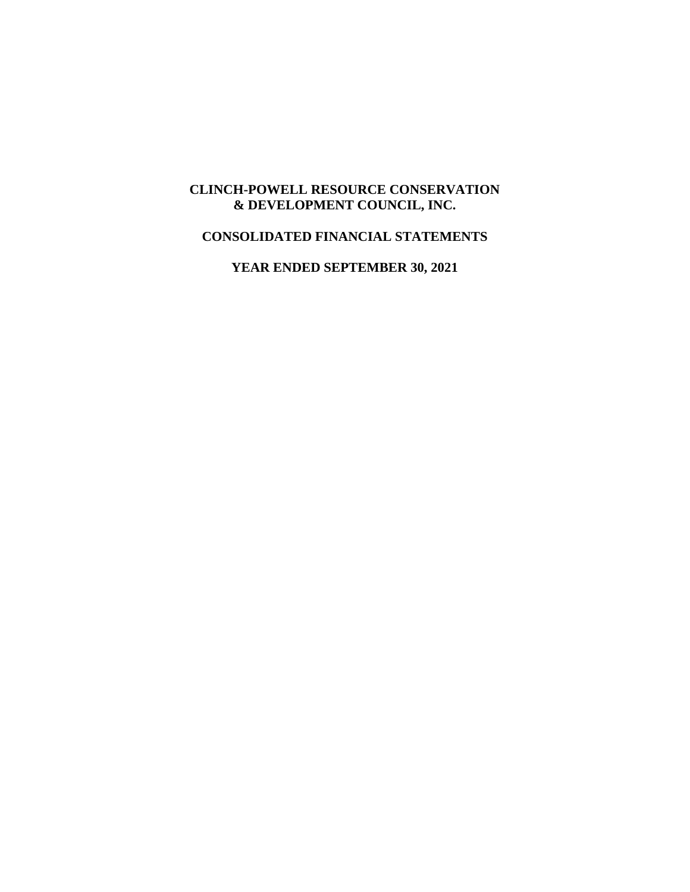# CLINCH-POWELL RESOURCE CONSERVATION & DEVELOPMENT COUNCIL, INC.

## CONSOLIDATED FINANCIAL STATEMENTS

## YEAR ENDED SEPTEMBER 30, 2021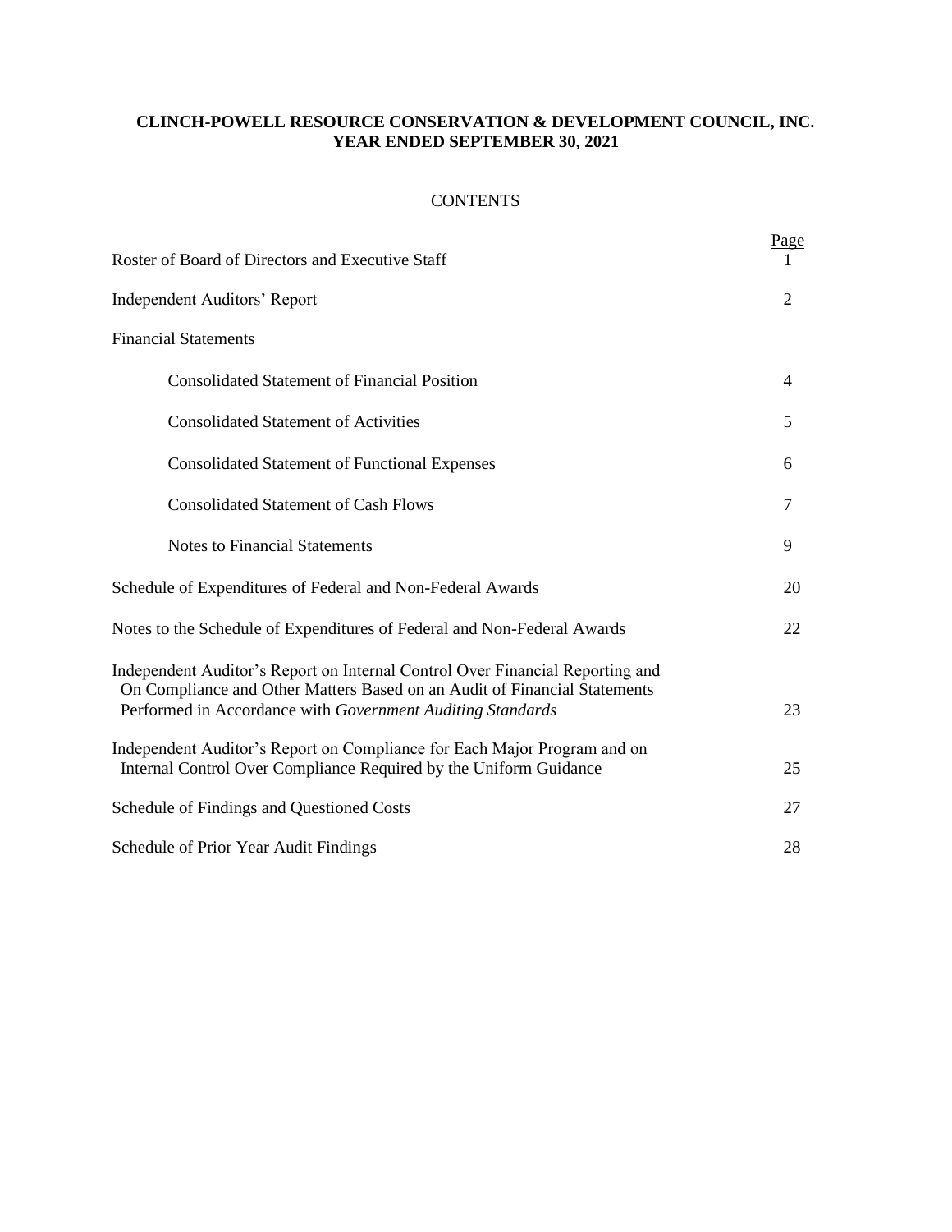**CLINCH-POWELL RESOURCE CONSERVATION & DEVELOPMENT COUNCIL, INC.**
**YEAR ENDED SEPTEMBER 30, 2021**

CONTENTS

| | Page |
|---|---|
| Roster of Board of Directors and Executive Staff | 1 |
| Independent Auditors' Report | 2 |
| Financial Statements | |
| Consolidated Statement of Financial Position | 4 |
| Consolidated Statement of Activities | 5 |
| Consolidated Statement of Functional Expenses | 6 |
| Consolidated Statement of Cash Flows | 7 |
| Notes to Financial Statements | 9 |
| Schedule of Expenditures of Federal and Non-Federal Awards | 20 |
| Notes to the Schedule of Expenditures of Federal and Non-Federal Awards | 22 |
| Independent Auditor's Report on Internal Control Over Financial Reporting and On Compliance and Other Matters Based on an Audit of Financial Statements Performed in Accordance with *Government Auditing Standards* | 23 |
| Independent Auditor's Report on Compliance for Each Major Program and on Internal Control Over Compliance Required by the Uniform Guidance | 25 |
| Schedule of Findings and Questioned Costs | 27 |
| Schedule of Prior Year Audit Findings | 28 |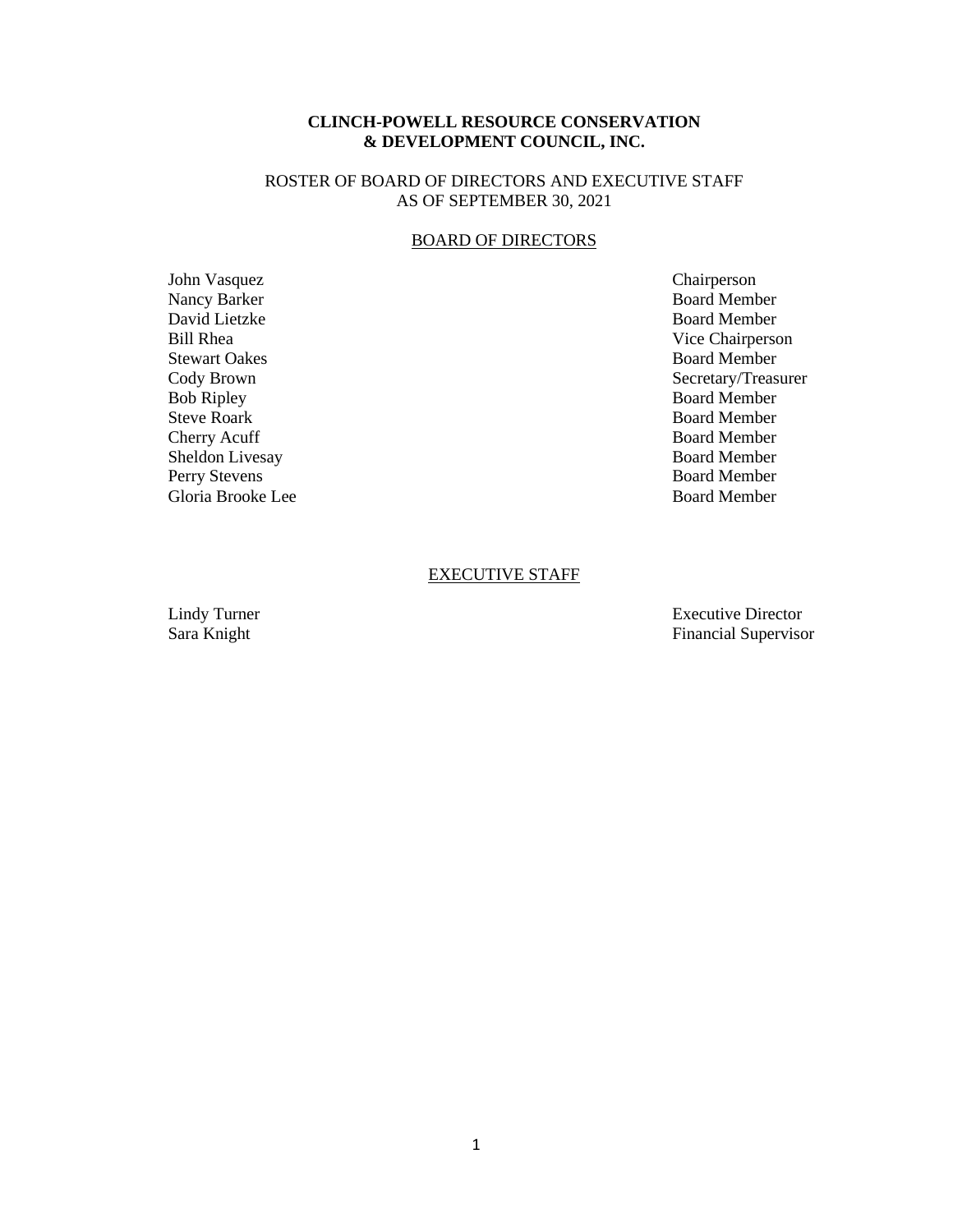**CLINCH-POWELL RESOURCE CONSERVATION & DEVELOPMENT COUNCIL, INC.**

ROSTER OF BOARD OF DIRECTORS AND EXECUTIVE STAFF
AS OF SEPTEMBER 30, 2021

## BOARD OF DIRECTORS

| Name | Position |
|---|---|
| John Vasquez | Chairperson |
| Nancy Barker | Board Member |
| David Lietzke | Board Member |
| Bill Rhea | Vice Chairperson |
| Stewart Oakes | Board Member |
| Cody Brown | Secretary/Treasurer |
| Bob Ripley | Board Member |
| Steve Roark | Board Member |
| Cherry Acuff | Board Member |
| Sheldon Livesay | Board Member |
| Perry Stevens | Board Member |
| Gloria Brooke Lee | Board Member |

## EXECUTIVE STAFF

| Name | Position |
|---|---|
| Lindy Turner | Executive Director |
| Sara Knight | Financial Supervisor |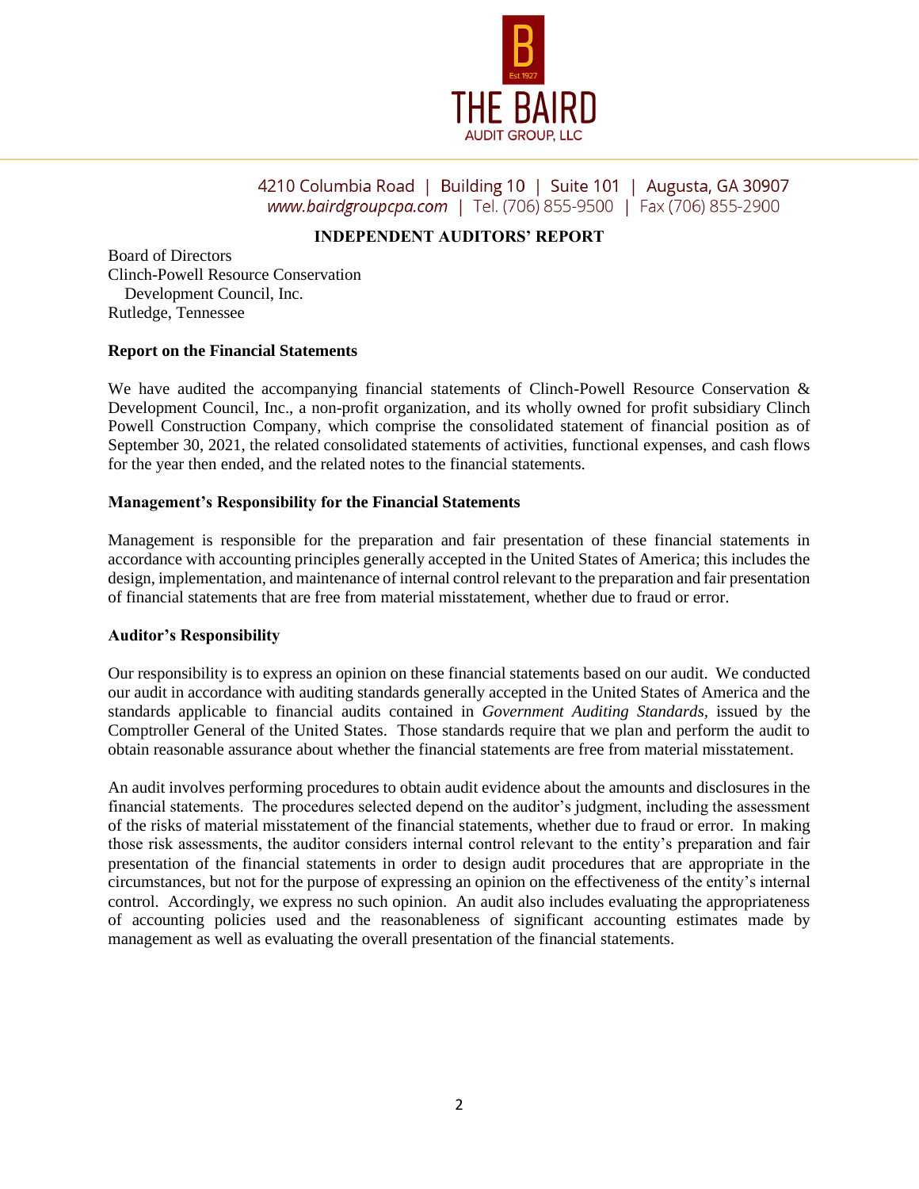THE BAIRD AUDIT GROUP, LLC

4210 Columbia Road | Building 10 | Suite 101 | Augusta, GA 30907
*www.bairdgroupcpa.com* | Tel. (706) 855-9500 | Fax (706) 855-2900

# INDEPENDENT AUDITORS' REPORT

Board of Directors
Clinch-Powell Resource Conservation
Development Council, Inc.
Rutledge, Tennessee

## Report on the Financial Statements

We have audited the accompanying financial statements of Clinch-Powell Resource Conservation & Development Council, Inc., a non-profit organization, and its wholly owned for profit subsidiary Clinch Powell Construction Company, which comprise the consolidated statement of financial position as of September 30, 2021, the related consolidated statements of activities, functional expenses, and cash flows for the year then ended, and the related notes to the financial statements.

## Management's Responsibility for the Financial Statements

Management is responsible for the preparation and fair presentation of these financial statements in accordance with accounting principles generally accepted in the United States of America; this includes the design, implementation, and maintenance of internal control relevant to the preparation and fair presentation of financial statements that are free from material misstatement, whether due to fraud or error.

## Auditor's Responsibility

Our responsibility is to express an opinion on these financial statements based on our audit. We conducted our audit in accordance with auditing standards generally accepted in the United States of America and the standards applicable to financial audits contained in *Government Auditing Standards*, issued by the Comptroller General of the United States. Those standards require that we plan and perform the audit to obtain reasonable assurance about whether the financial statements are free from material misstatement.

An audit involves performing procedures to obtain audit evidence about the amounts and disclosures in the financial statements. The procedures selected depend on the auditor's judgment, including the assessment of the risks of material misstatement of the financial statements, whether due to fraud or error. In making those risk assessments, the auditor considers internal control relevant to the entity's preparation and fair presentation of the financial statements in order to design audit procedures that are appropriate in the circumstances, but not for the purpose of expressing an opinion on the effectiveness of the entity's internal control. Accordingly, we express no such opinion. An audit also includes evaluating the appropriateness of accounting policies used and the reasonableness of significant accounting estimates made by management as well as evaluating the overall presentation of the financial statements.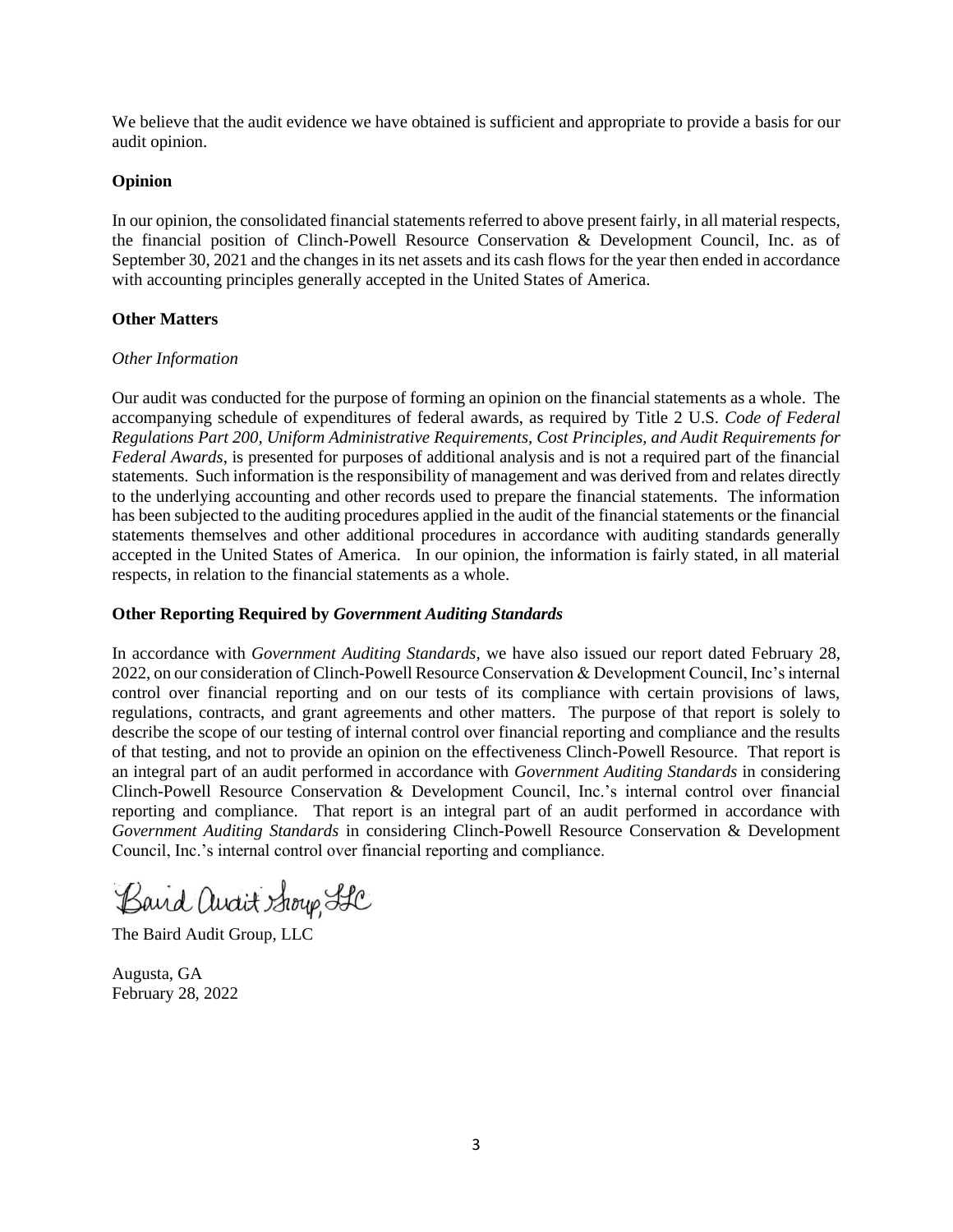We believe that the audit evidence we have obtained is sufficient and appropriate to provide a basis for our audit opinion.

**Opinion**

In our opinion, the consolidated financial statements referred to above present fairly, in all material respects, the financial position of Clinch-Powell Resource Conservation & Development Council, Inc. as of September 30, 2021 and the changes in its net assets and its cash flows for the year then ended in accordance with accounting principles generally accepted in the United States of America.

**Other Matters**

*Other Information*

Our audit was conducted for the purpose of forming an opinion on the financial statements as a whole. The accompanying schedule of expenditures of federal awards, as required by Title 2 U.S. *Code of Federal Regulations Part 200, Uniform Administrative Requirements, Cost Principles, and Audit Requirements for Federal Awards*, is presented for purposes of additional analysis and is not a required part of the financial statements. Such information is the responsibility of management and was derived from and relates directly to the underlying accounting and other records used to prepare the financial statements. The information has been subjected to the auditing procedures applied in the audit of the financial statements or the financial statements themselves and other additional procedures in accordance with auditing standards generally accepted in the United States of America. In our opinion, the information is fairly stated, in all material respects, in relation to the financial statements as a whole.

**Other Reporting Required by *Government Auditing Standards***

In accordance with *Government Auditing Standards,* we have also issued our report dated February 28, 2022, on our consideration of Clinch-Powell Resource Conservation & Development Council, Inc's internal control over financial reporting and on our tests of its compliance with certain provisions of laws, regulations, contracts, and grant agreements and other matters. The purpose of that report is solely to describe the scope of our testing of internal control over financial reporting and compliance and the results of that testing, and not to provide an opinion on the effectiveness Clinch-Powell Resource. That report is an integral part of an audit performed in accordance with *Government Auditing Standards* in considering Clinch-Powell Resource Conservation & Development Council, Inc.'s internal control over financial reporting and compliance. That report is an integral part of an audit performed in accordance with *Government Auditing Standards* in considering Clinch-Powell Resource Conservation & Development Council, Inc.'s internal control over financial reporting and compliance.

Baird Audit Group, LLC

The Baird Audit Group, LLC

Augusta, GA
February 28, 2022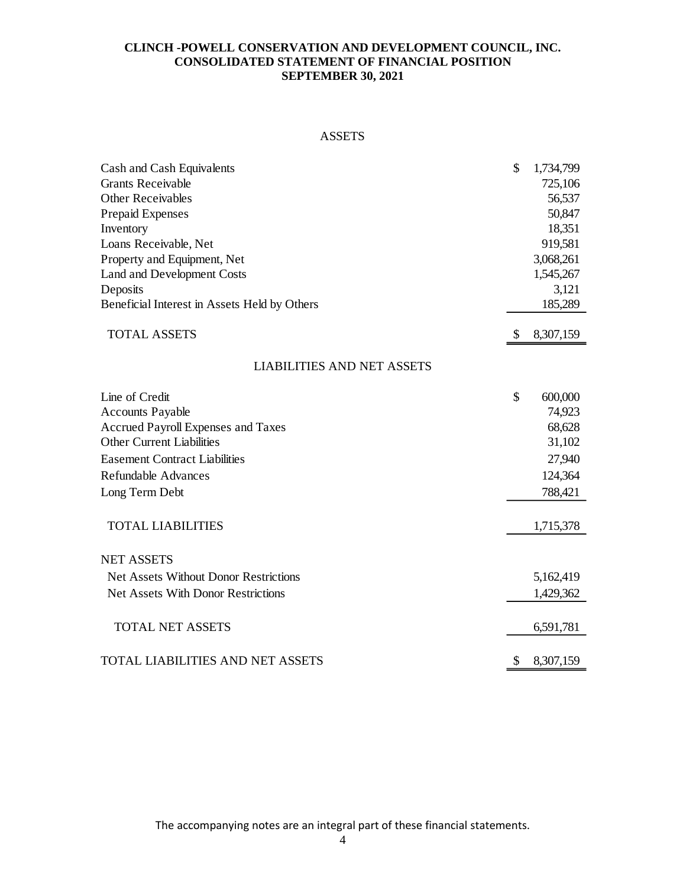**CLINCH -POWELL CONSERVATION AND DEVELOPMENT COUNCIL, INC.**
**CONSOLIDATED STATEMENT OF FINANCIAL POSITION**
**SEPTEMBER 30, 2021**

ASSETS

| | |
|---|---|
| Cash and Cash Equivalents | $ 1,734,799 |
| Grants Receivable | 725,106 |
| Other Receivables | 56,537 |
| Prepaid Expenses | 50,847 |
| Inventory | 18,351 |
| Loans Receivable, Net | 919,581 |
| Property and Equipment, Net | 3,068,261 |
| Land and Development Costs | 1,545,267 |
| Deposits | 3,121 |
| Beneficial Interest in Assets Held by Others | 185,289 |
| TOTAL ASSETS | $ 8,307,159 |

LIABILITIES AND NET ASSETS

| | |
|---|---|
| Line of Credit | $ 600,000 |
| Accounts Payable | 74,923 |
| Accrued Payroll Expenses and Taxes | 68,628 |
| Other Current Liabilities | 31,102 |
| Easement Contract Liabilities | 27,940 |
| Refundable Advances | 124,364 |
| Long Term Debt | 788,421 |
| TOTAL LIABILITIES | 1,715,378 |
| NET ASSETS | |
| Net Assets Without Donor Restrictions | 5,162,419 |
| Net Assets With Donor Restrictions | 1,429,362 |
| TOTAL NET ASSETS | 6,591,781 |
| TOTAL LIABILITIES AND NET ASSETS | $ 8,307,159 |

The accompanying notes are an integral part of these financial statements.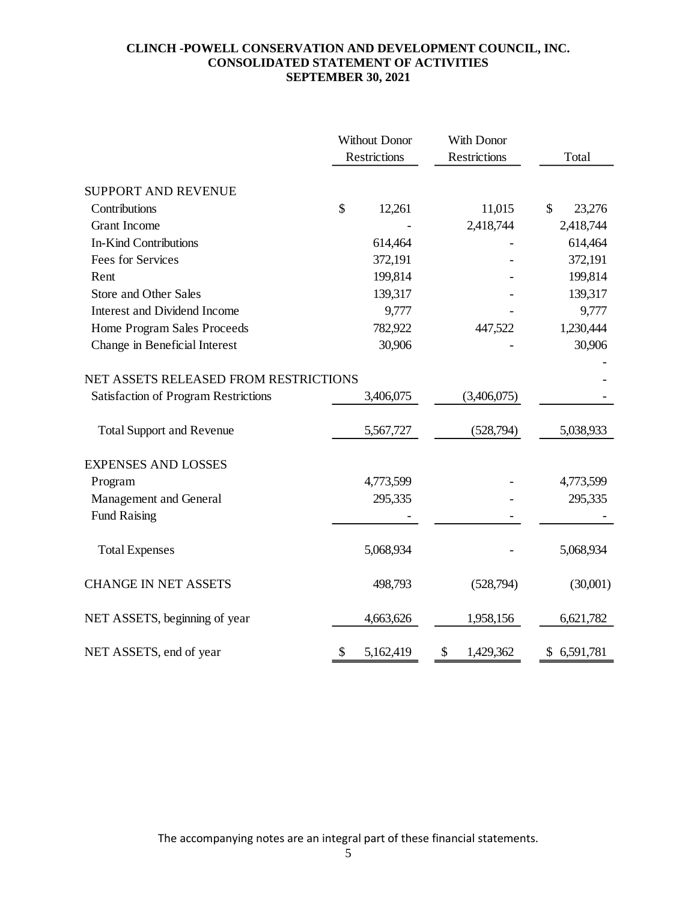**CLINCH -POWELL CONSERVATION AND DEVELOPMENT COUNCIL, INC.**
**CONSOLIDATED STATEMENT OF ACTIVITIES**
**SEPTEMBER 30, 2021**

| | Without Donor Restrictions | With Donor Restrictions | Total |
|---|---|---|---|
| SUPPORT AND REVENUE | | | |
| Contributions | $ 12,261 | 11,015 | $ 23,276 |
| Grant Income | - | 2,418,744 | 2,418,744 |
| In-Kind Contributions | 614,464 | - | 614,464 |
| Fees for Services | 372,191 | - | 372,191 |
| Rent | 199,814 | - | 199,814 |
| Store and Other Sales | 139,317 | - | 139,317 |
| Interest and Dividend Income | 9,777 | - | 9,777 |
| Home Program Sales Proceeds | 782,922 | 447,522 | 1,230,444 |
| Change in Beneficial Interest | 30,906 | - | 30,906 |
| | | | - |
| NET ASSETS RELEASED FROM RESTRICTIONS | | | - |
| Satisfaction of Program Restrictions | 3,406,075 | (3,406,075) | - |
| Total Support and Revenue | 5,567,727 | (528,794) | 5,038,933 |
| EXPENSES AND LOSSES | | | |
| Program | 4,773,599 | - | 4,773,599 |
| Management and General | 295,335 | - | 295,335 |
| Fund Raising | - | - | - |
| Total Expenses | 5,068,934 | - | 5,068,934 |
| CHANGE IN NET ASSETS | 498,793 | (528,794) | (30,001) |
| NET ASSETS, beginning of year | 4,663,626 | 1,958,156 | 6,621,782 |
| NET ASSETS, end of year | $ 5,162,419 | $ 1,429,362 | $ 6,591,781 |

The accompanying notes are an integral part of these financial statements.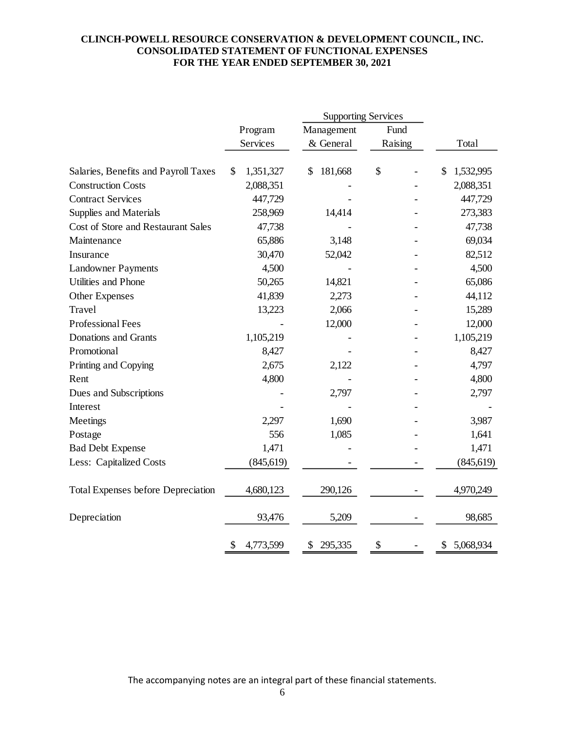**CLINCH-POWELL RESOURCE CONSERVATION & DEVELOPMENT COUNCIL, INC.**
**CONSOLIDATED STATEMENT OF FUNCTIONAL EXPENSES**
**FOR THE YEAR ENDED SEPTEMBER 30, 2021**

| | | Supporting Services | | |
|---|---|---|---|---|
| | Program Services | Management & General | Fund Raising | Total |
| Salaries, Benefits and Payroll Taxes | $ 1,351,327 | $ 181,668 | $ - | $ 1,532,995 |
| Construction Costs | 2,088,351 | - | - | 2,088,351 |
| Contract Services | 447,729 | - | - | 447,729 |
| Supplies and Materials | 258,969 | 14,414 | - | 273,383 |
| Cost of Store and Restaurant Sales | 47,738 | - | - | 47,738 |
| Maintenance | 65,886 | 3,148 | - | 69,034 |
| Insurance | 30,470 | 52,042 | - | 82,512 |
| Landowner Payments | 4,500 | - | - | 4,500 |
| Utilities and Phone | 50,265 | 14,821 | - | 65,086 |
| Other Expenses | 41,839 | 2,273 | - | 44,112 |
| Travel | 13,223 | 2,066 | - | 15,289 |
| Professional Fees | - | 12,000 | - | 12,000 |
| Donations and Grants | 1,105,219 | - | - | 1,105,219 |
| Promotional | 8,427 | - | - | 8,427 |
| Printing and Copying | 2,675 | 2,122 | - | 4,797 |
| Rent | 4,800 | - | - | 4,800 |
| Dues and Subscriptions | - | 2,797 | - | 2,797 |
| Interest | - | - | - | - |
| Meetings | 2,297 | 1,690 | - | 3,987 |
| Postage | 556 | 1,085 | - | 1,641 |
| Bad Debt Expense | 1,471 | - | - | 1,471 |
| Less: Capitalized Costs | (845,619) | - | - | (845,619) |
| Total Expenses before Depreciation | 4,680,123 | 290,126 | - | 4,970,249 |
| Depreciation | 93,476 | 5,209 | - | 98,685 |
| | $ 4,773,599 | $ 295,335 | $ - | $ 5,068,934 |

The accompanying notes are an integral part of these financial statements.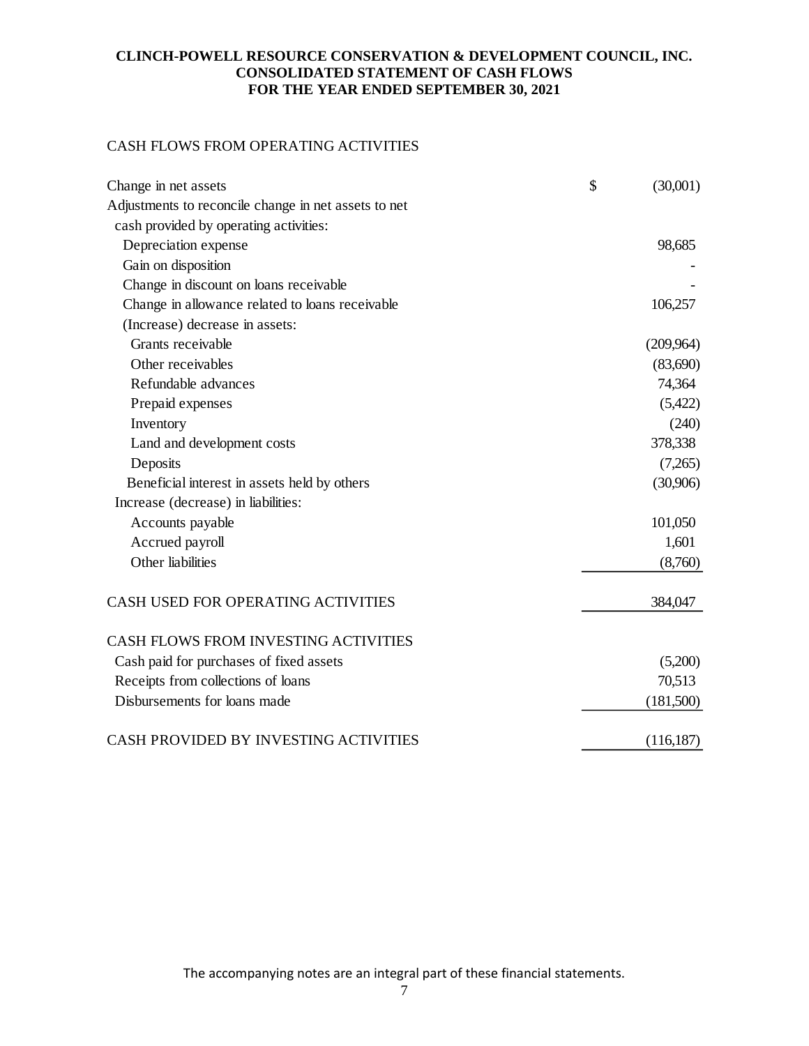**CLINCH-POWELL RESOURCE CONSERVATION & DEVELOPMENT COUNCIL, INC.**
**CONSOLIDATED STATEMENT OF CASH FLOWS**
**FOR THE YEAR ENDED SEPTEMBER 30, 2021**

| | |
|---|---|
| CASH FLOWS FROM OPERATING ACTIVITIES | |
| Change in net assets | $ (30,001) |
| Adjustments to reconcile change in net assets to net cash provided by operating activities: | |
| Depreciation expense | 98,685 |
| Gain on disposition | - |
| Change in discount on loans receivable | - |
| Change in allowance related to loans receivable | 106,257 |
| (Increase) decrease in assets: | |
| Grants receivable | (209,964) |
| Other receivables | (83,690) |
| Refundable advances | 74,364 |
| Prepaid expenses | (5,422) |
| Inventory | (240) |
| Land and development costs | 378,338 |
| Deposits | (7,265) |
| Beneficial interest in assets held by others | (30,906) |
| Increase (decrease) in liabilities: | |
| Accounts payable | 101,050 |
| Accrued payroll | 1,601 |
| Other liabilities | (8,760) |
| CASH USED FOR OPERATING ACTIVITIES | 384,047 |
| CASH FLOWS FROM INVESTING ACTIVITIES | |
| Cash paid for purchases of fixed assets | (5,200) |
| Receipts from collections of loans | 70,513 |
| Disbursements for loans made | (181,500) |
| CASH PROVIDED BY INVESTING ACTIVITIES | (116,187) |

The accompanying notes are an integral part of these financial statements.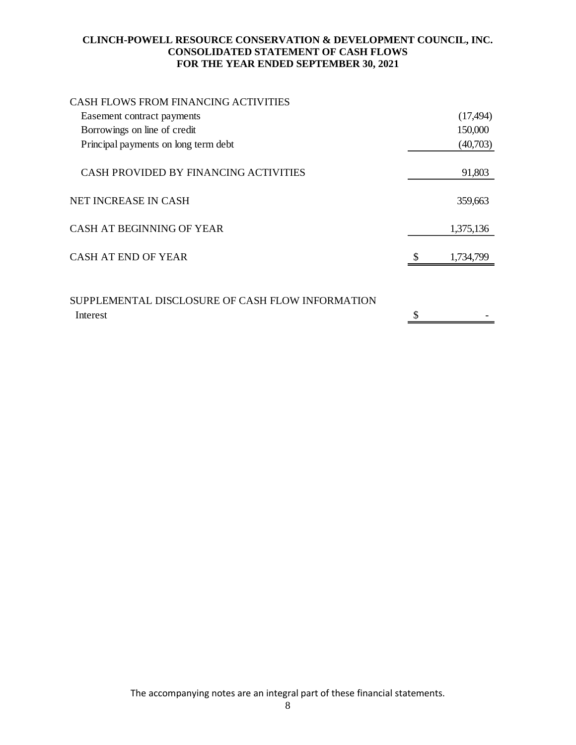# CLINCH-POWELL RESOURCE CONSERVATION & DEVELOPMENT COUNCIL, INC.
## CONSOLIDATED STATEMENT OF CASH FLOWS
## FOR THE YEAR ENDED SEPTEMBER 30, 2021

| | |
|---|---|
| CASH FLOWS FROM FINANCING ACTIVITIES | |
| Easement contract payments | (17,494) |
| Borrowings on line of credit | 150,000 |
| Principal payments on long term debt | (40,703) |
| CASH PROVIDED BY FINANCING ACTIVITIES | 91,803 |
| NET INCREASE IN CASH | 359,663 |
| CASH AT BEGINNING OF YEAR | 1,375,136 |
| CASH AT END OF YEAR | $ 1,734,799 |
| | |
| SUPPLEMENTAL DISCLOSURE OF CASH FLOW INFORMATION | |
| Interest | $ - |

The accompanying notes are an integral part of these financial statements.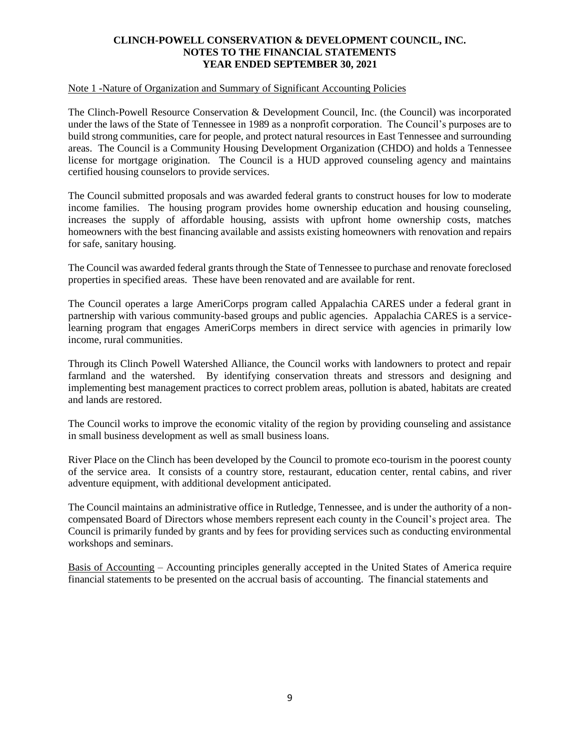**CLINCH-POWELL CONSERVATION & DEVELOPMENT COUNCIL, INC.**
**NOTES TO THE FINANCIAL STATEMENTS**
**YEAR ENDED SEPTEMBER 30, 2021**

Note 1 -Nature of Organization and Summary of Significant Accounting Policies

The Clinch-Powell Resource Conservation & Development Council, Inc. (the Council) was incorporated under the laws of the State of Tennessee in 1989 as a nonprofit corporation. The Council's purposes are to build strong communities, care for people, and protect natural resources in East Tennessee and surrounding areas. The Council is a Community Housing Development Organization (CHDO) and holds a Tennessee license for mortgage origination. The Council is a HUD approved counseling agency and maintains certified housing counselors to provide services.

The Council submitted proposals and was awarded federal grants to construct houses for low to moderate income families. The housing program provides home ownership education and housing counseling, increases the supply of affordable housing, assists with upfront home ownership costs, matches homeowners with the best financing available and assists existing homeowners with renovation and repairs for safe, sanitary housing.

The Council was awarded federal grants through the State of Tennessee to purchase and renovate foreclosed properties in specified areas. These have been renovated and are available for rent.

The Council operates a large AmeriCorps program called Appalachia CARES under a federal grant in partnership with various community-based groups and public agencies. Appalachia CARES is a service-learning program that engages AmeriCorps members in direct service with agencies in primarily low income, rural communities.

Through its Clinch Powell Watershed Alliance, the Council works with landowners to protect and repair farmland and the watershed. By identifying conservation threats and stressors and designing and implementing best management practices to correct problem areas, pollution is abated, habitats are created and lands are restored.

The Council works to improve the economic vitality of the region by providing counseling and assistance in small business development as well as small business loans.

River Place on the Clinch has been developed by the Council to promote eco-tourism in the poorest county of the service area. It consists of a country store, restaurant, education center, rental cabins, and river adventure equipment, with additional development anticipated.

The Council maintains an administrative office in Rutledge, Tennessee, and is under the authority of a non-compensated Board of Directors whose members represent each county in the Council's project area. The Council is primarily funded by grants and by fees for providing services such as conducting environmental workshops and seminars.

Basis of Accounting – Accounting principles generally accepted in the United States of America require financial statements to be presented on the accrual basis of accounting. The financial statements and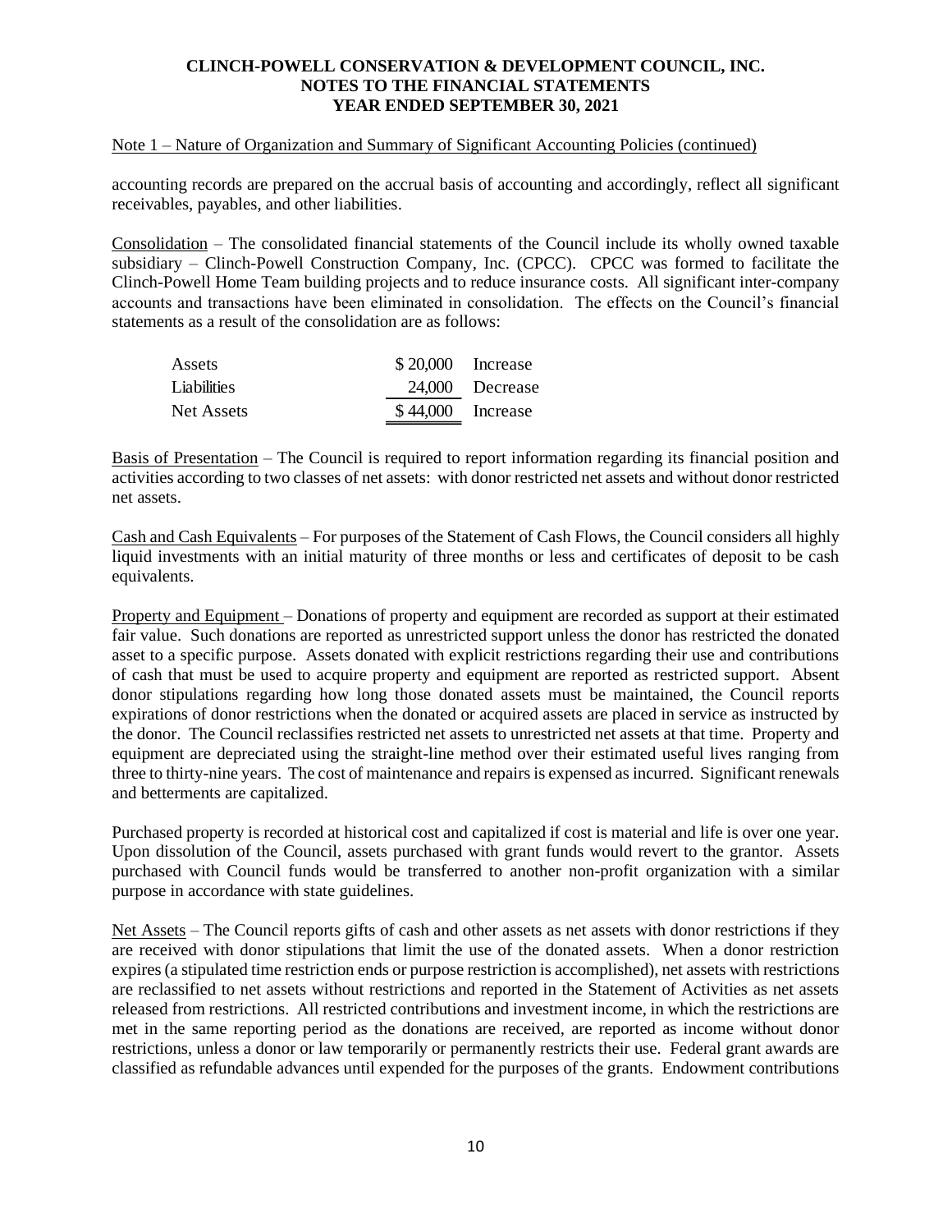**CLINCH-POWELL CONSERVATION & DEVELOPMENT COUNCIL, INC.**
**NOTES TO THE FINANCIAL STATEMENTS**
**YEAR ENDED SEPTEMBER 30, 2021**

Note 1 – Nature of Organization and Summary of Significant Accounting Policies (continued)

accounting records are prepared on the accrual basis of accounting and accordingly, reflect all significant receivables, payables, and other liabilities.

Consolidation – The consolidated financial statements of the Council include its wholly owned taxable subsidiary – Clinch-Powell Construction Company, Inc. (CPCC). CPCC was formed to facilitate the Clinch-Powell Home Team building projects and to reduce insurance costs. All significant inter-company accounts and transactions have been eliminated in consolidation. The effects on the Council's financial statements as a result of the consolidation are as follows:

| | | |
|---|---|---|
| Assets | $ 20,000 | Increase |
| Liabilities | 24,000 | Decrease |
| Net Assets | $ 44,000 | Increase |

Basis of Presentation – The Council is required to report information regarding its financial position and activities according to two classes of net assets: with donor restricted net assets and without donor restricted net assets.

Cash and Cash Equivalents – For purposes of the Statement of Cash Flows, the Council considers all highly liquid investments with an initial maturity of three months or less and certificates of deposit to be cash equivalents.

Property and Equipment – Donations of property and equipment are recorded as support at their estimated fair value. Such donations are reported as unrestricted support unless the donor has restricted the donated asset to a specific purpose. Assets donated with explicit restrictions regarding their use and contributions of cash that must be used to acquire property and equipment are reported as restricted support. Absent donor stipulations regarding how long those donated assets must be maintained, the Council reports expirations of donor restrictions when the donated or acquired assets are placed in service as instructed by the donor. The Council reclassifies restricted net assets to unrestricted net assets at that time. Property and equipment are depreciated using the straight-line method over their estimated useful lives ranging from three to thirty-nine years. The cost of maintenance and repairs is expensed as incurred. Significant renewals and betterments are capitalized.

Purchased property is recorded at historical cost and capitalized if cost is material and life is over one year. Upon dissolution of the Council, assets purchased with grant funds would revert to the grantor. Assets purchased with Council funds would be transferred to another non-profit organization with a similar purpose in accordance with state guidelines.

Net Assets – The Council reports gifts of cash and other assets as net assets with donor restrictions if they are received with donor stipulations that limit the use of the donated assets. When a donor restriction expires (a stipulated time restriction ends or purpose restriction is accomplished), net assets with restrictions are reclassified to net assets without restrictions and reported in the Statement of Activities as net assets released from restrictions. All restricted contributions and investment income, in which the restrictions are met in the same reporting period as the donations are received, are reported as income without donor restrictions, unless a donor or law temporarily or permanently restricts their use. Federal grant awards are classified as refundable advances until expended for the purposes of the grants. Endowment contributions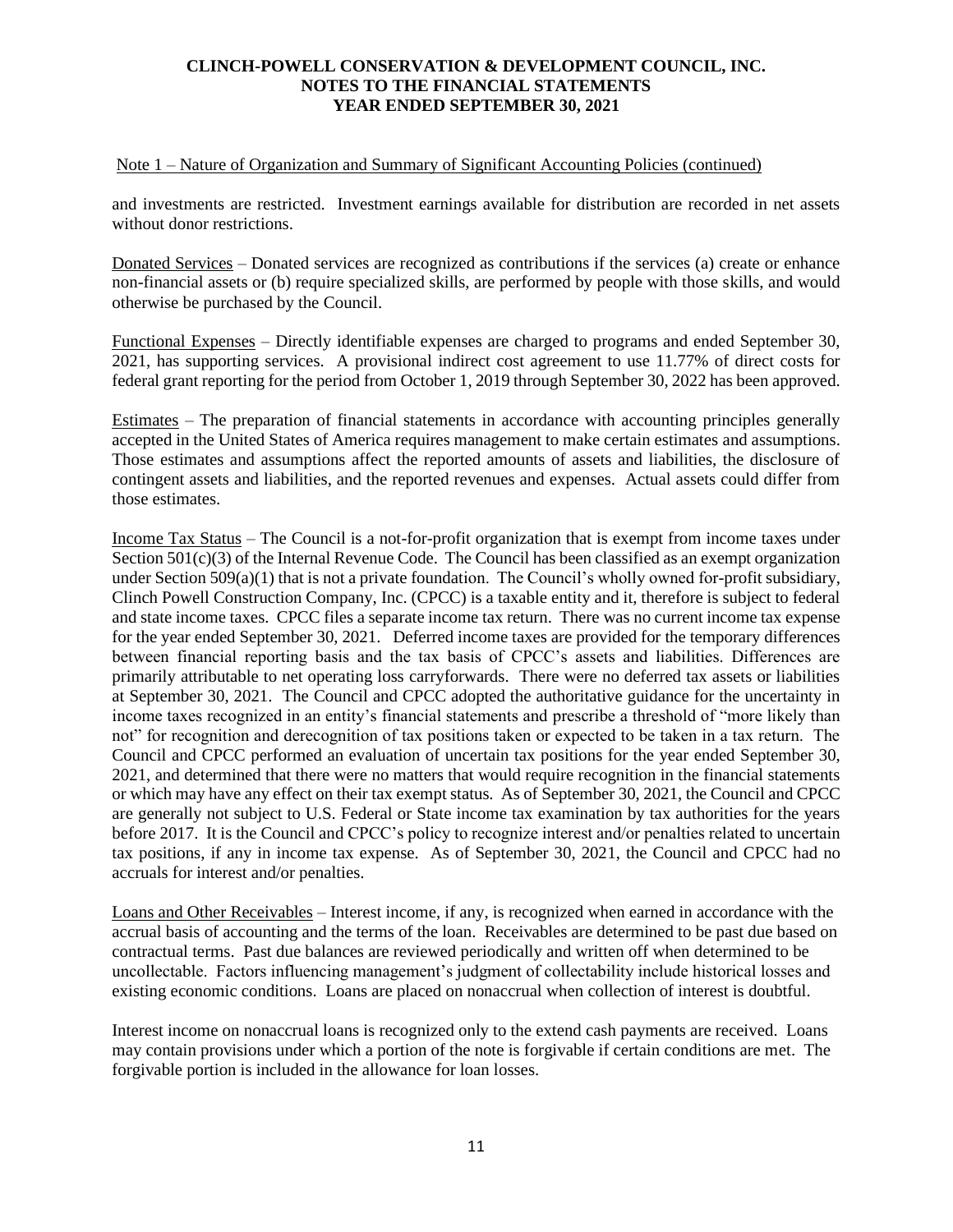Note 1 – Nature of Organization and Summary of Significant Accounting Policies (continued)

and investments are restricted. Investment earnings available for distribution are recorded in net assets without donor restrictions.

Donated Services – Donated services are recognized as contributions if the services (a) create or enhance non-financial assets or (b) require specialized skills, are performed by people with those skills, and would otherwise be purchased by the Council.

Functional Expenses – Directly identifiable expenses are charged to programs and ended September 30, 2021, has supporting services. A provisional indirect cost agreement to use 11.77% of direct costs for federal grant reporting for the period from October 1, 2019 through September 30, 2022 has been approved.

Estimates – The preparation of financial statements in accordance with accounting principles generally accepted in the United States of America requires management to make certain estimates and assumptions. Those estimates and assumptions affect the reported amounts of assets and liabilities, the disclosure of contingent assets and liabilities, and the reported revenues and expenses. Actual assets could differ from those estimates.

Income Tax Status – The Council is a not-for-profit organization that is exempt from income taxes under Section 501(c)(3) of the Internal Revenue Code. The Council has been classified as an exempt organization under Section 509(a)(1) that is not a private foundation. The Council's wholly owned for-profit subsidiary, Clinch Powell Construction Company, Inc. (CPCC) is a taxable entity and it, therefore is subject to federal and state income taxes. CPCC files a separate income tax return. There was no current income tax expense for the year ended September 30, 2021. Deferred income taxes are provided for the temporary differences between financial reporting basis and the tax basis of CPCC's assets and liabilities. Differences are primarily attributable to net operating loss carryforwards. There were no deferred tax assets or liabilities at September 30, 2021. The Council and CPCC adopted the authoritative guidance for the uncertainty in income taxes recognized in an entity's financial statements and prescribe a threshold of "more likely than not" for recognition and derecognition of tax positions taken or expected to be taken in a tax return. The Council and CPCC performed an evaluation of uncertain tax positions for the year ended September 30, 2021, and determined that there were no matters that would require recognition in the financial statements or which may have any effect on their tax exempt status. As of September 30, 2021, the Council and CPCC are generally not subject to U.S. Federal or State income tax examination by tax authorities for the years before 2017. It is the Council and CPCC's policy to recognize interest and/or penalties related to uncertain tax positions, if any in income tax expense. As of September 30, 2021, the Council and CPCC had no accruals for interest and/or penalties.

Loans and Other Receivables – Interest income, if any, is recognized when earned in accordance with the accrual basis of accounting and the terms of the loan. Receivables are determined to be past due based on contractual terms. Past due balances are reviewed periodically and written off when determined to be uncollectable. Factors influencing management's judgment of collectability include historical losses and existing economic conditions. Loans are placed on nonaccrual when collection of interest is doubtful.

Interest income on nonaccrual loans is recognized only to the extend cash payments are received. Loans may contain provisions under which a portion of the note is forgivable if certain conditions are met. The forgivable portion is included in the allowance for loan losses.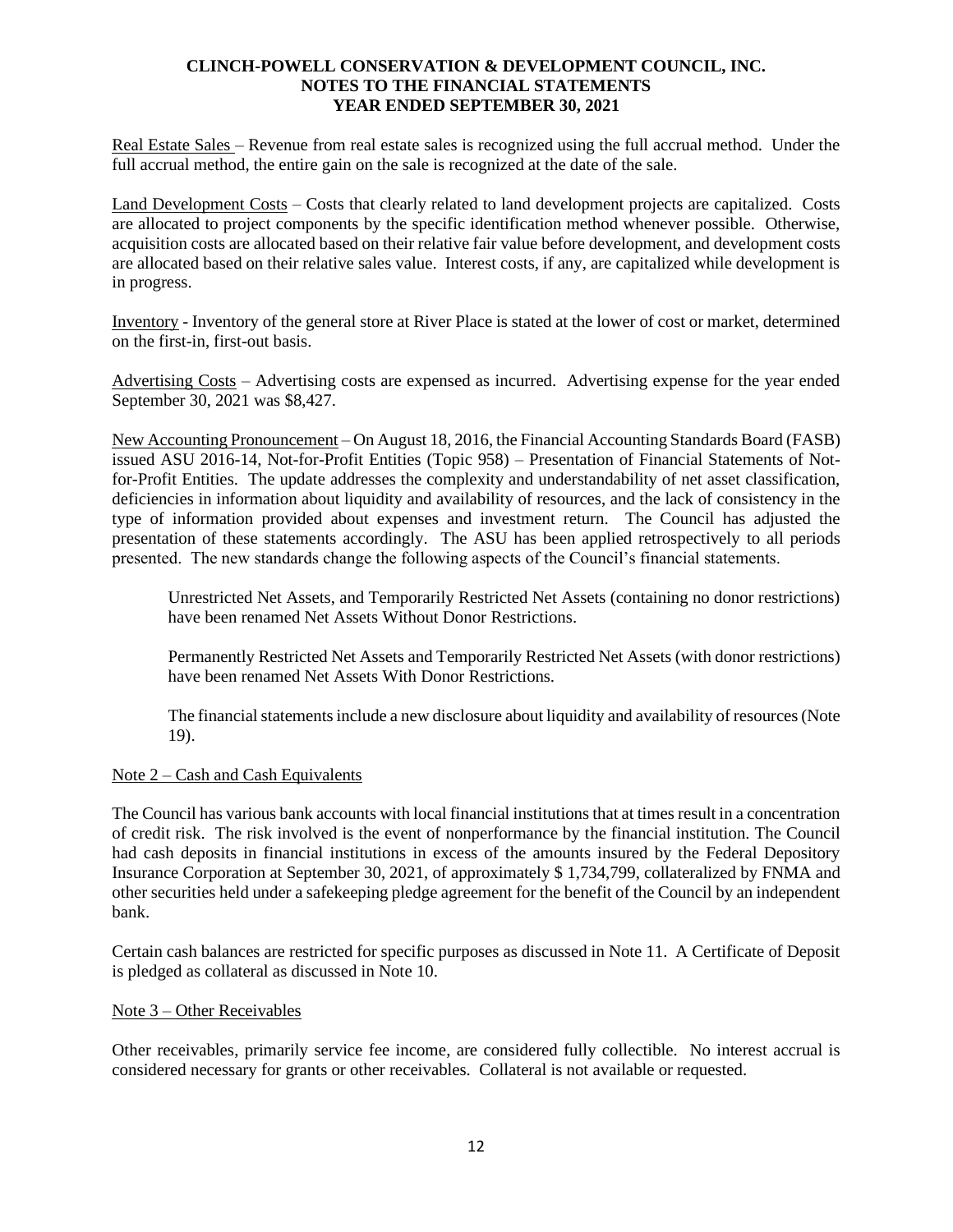Real Estate Sales – Revenue from real estate sales is recognized using the full accrual method. Under the full accrual method, the entire gain on the sale is recognized at the date of the sale.

Land Development Costs – Costs that clearly related to land development projects are capitalized. Costs are allocated to project components by the specific identification method whenever possible. Otherwise, acquisition costs are allocated based on their relative fair value before development, and development costs are allocated based on their relative sales value. Interest costs, if any, are capitalized while development is in progress.

Inventory - Inventory of the general store at River Place is stated at the lower of cost or market, determined on the first-in, first-out basis.

Advertising Costs – Advertising costs are expensed as incurred. Advertising expense for the year ended September 30, 2021 was $8,427.

New Accounting Pronouncement – On August 18, 2016, the Financial Accounting Standards Board (FASB) issued ASU 2016-14, Not-for-Profit Entities (Topic 958) – Presentation of Financial Statements of Not-for-Profit Entities. The update addresses the complexity and understandability of net asset classification, deficiencies in information about liquidity and availability of resources, and the lack of consistency in the type of information provided about expenses and investment return. The Council has adjusted the presentation of these statements accordingly. The ASU has been applied retrospectively to all periods presented. The new standards change the following aspects of the Council's financial statements.

> Unrestricted Net Assets, and Temporarily Restricted Net Assets (containing no donor restrictions) have been renamed Net Assets Without Donor Restrictions.
>
> Permanently Restricted Net Assets and Temporarily Restricted Net Assets (with donor restrictions) have been renamed Net Assets With Donor Restrictions.
>
> The financial statements include a new disclosure about liquidity and availability of resources (Note 19).

## Note 2 – Cash and Cash Equivalents

The Council has various bank accounts with local financial institutions that at times result in a concentration of credit risk. The risk involved is the event of nonperformance by the financial institution. The Council had cash deposits in financial institutions in excess of the amounts insured by the Federal Depository Insurance Corporation at September 30, 2021, of approximately $ 1,734,799, collateralized by FNMA and other securities held under a safekeeping pledge agreement for the benefit of the Council by an independent bank.

Certain cash balances are restricted for specific purposes as discussed in Note 11. A Certificate of Deposit is pledged as collateral as discussed in Note 10.

## Note 3 – Other Receivables

Other receivables, primarily service fee income, are considered fully collectible. No interest accrual is considered necessary for grants or other receivables. Collateral is not available or requested.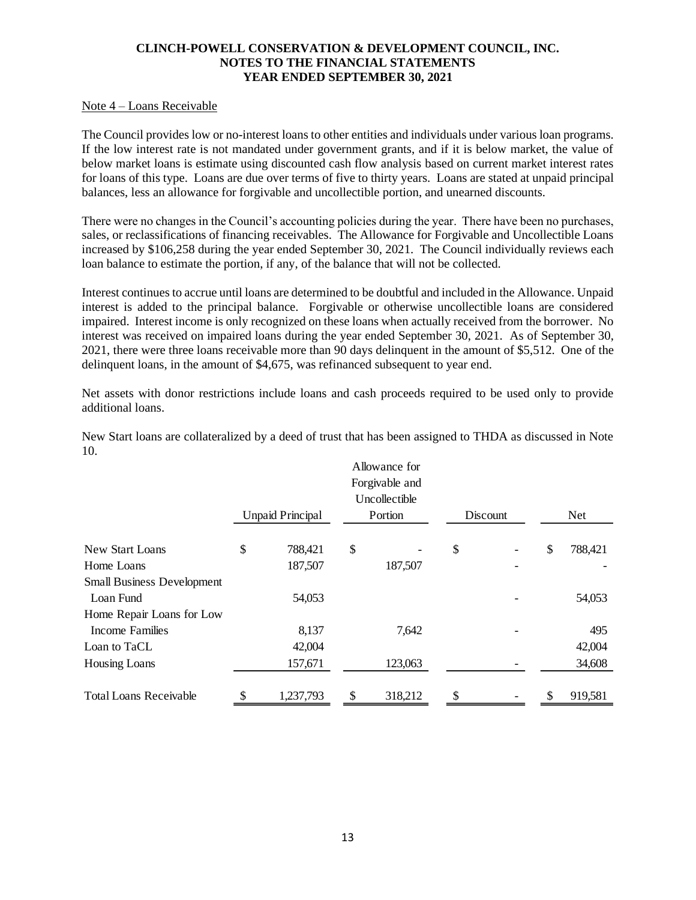Note 4 – Loans Receivable

The Council provides low or no-interest loans to other entities and individuals under various loan programs. If the low interest rate is not mandated under government grants, and if it is below market, the value of below market loans is estimate using discounted cash flow analysis based on current market interest rates for loans of this type. Loans are due over terms of five to thirty years. Loans are stated at unpaid principal balances, less an allowance for forgivable and uncollectible portion, and unearned discounts.

There were no changes in the Council's accounting policies during the year. There have been no purchases, sales, or reclassifications of financing receivables. The Allowance for Forgivable and Uncollectible Loans increased by $106,258 during the year ended September 30, 2021. The Council individually reviews each loan balance to estimate the portion, if any, of the balance that will not be collected.

Interest continues to accrue until loans are determined to be doubtful and included in the Allowance. Unpaid interest is added to the principal balance. Forgivable or otherwise uncollectible loans are considered impaired. Interest income is only recognized on these loans when actually received from the borrower. No interest was received on impaired loans during the year ended September 30, 2021. As of September 30, 2021, there were three loans receivable more than 90 days delinquent in the amount of $5,512. One of the delinquent loans, in the amount of $4,675, was refinanced subsequent to year end.

Net assets with donor restrictions include loans and cash proceeds required to be used only to provide additional loans.

New Start loans are collateralized by a deed of trust that has been assigned to THDA as discussed in Note 10.

| | Unpaid Principal | Allowance for Forgivable and Uncollectible Portion | Discount | Net |
|---|---|---|---|---|
| New Start Loans | $ 788,421 | $ - | $ - | $ 788,421 |
| Home Loans | 187,507 | 187,507 | - | - |
| Small Business Development Loan Fund | 54,053 | | - | 54,053 |
| Home Repair Loans for Low Income Families | 8,137 | 7,642 | - | 495 |
| Loan to TaCL | 42,004 | | | 42,004 |
| Housing Loans | 157,671 | 123,063 | - | 34,608 |
| Total Loans Receivable | $ 1,237,793 | $ 318,212 | $ - | $ 919,581 |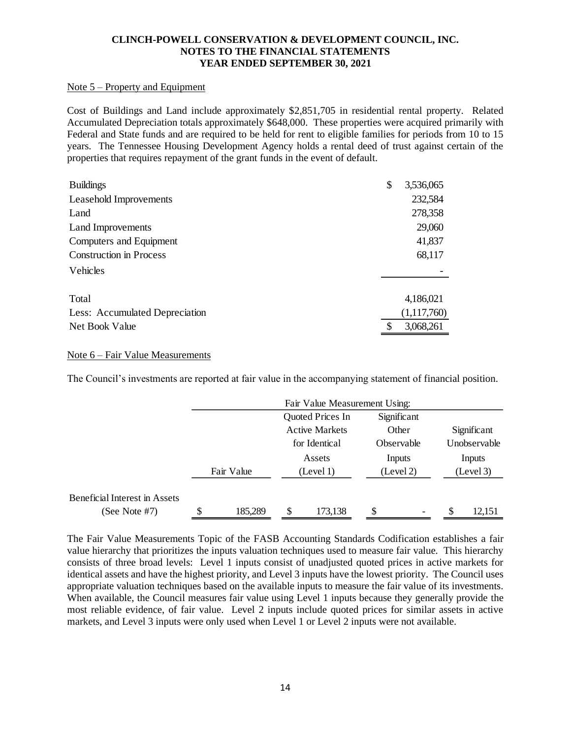# CLINCH-POWELL CONSERVATION & DEVELOPMENT COUNCIL, INC.
## NOTES TO THE FINANCIAL STATEMENTS
## YEAR ENDED SEPTEMBER 30, 2021

Note 5 – Property and Equipment

Cost of Buildings and Land include approximately $2,851,705 in residential rental property. Related Accumulated Depreciation totals approximately $648,000. These properties were acquired primarily with Federal and State funds and are required to be held for rent to eligible families for periods from 10 to 15 years. The Tennessee Housing Development Agency holds a rental deed of trust against certain of the properties that requires repayment of the grant funds in the event of default.

| | |
|---|---|
| Buildings | $ 3,536,065 |
| Leasehold Improvements | 232,584 |
| Land | 278,358 |
| Land Improvements | 29,060 |
| Computers and Equipment | 41,837 |
| Construction in Process | 68,117 |
| Vehicles | - |
| Total | 4,186,021 |
| Less: Accumulated Depreciation | (1,117,760) |
| Net Book Value | $ 3,068,261 |

Note 6 – Fair Value Measurements

The Council's investments are reported at fair value in the accompanying statement of financial position.

| | | Fair Value Measurement Using: | | |
|---|---|---|---|---|
| | Fair Value | Quoted Prices In Active Markets for Identical Assets (Level 1) | Significant Other Observable Inputs (Level 2) | Significant Unobservable Inputs (Level 3) |
| Beneficial Interest in Assets (See Note #7) | $ 185,289 | $ 173,138 | $ - | $ 12,151 |

The Fair Value Measurements Topic of the FASB Accounting Standards Codification establishes a fair value hierarchy that prioritizes the inputs valuation techniques used to measure fair value. This hierarchy consists of three broad levels: Level 1 inputs consist of unadjusted quoted prices in active markets for identical assets and have the highest priority, and Level 3 inputs have the lowest priority. The Council uses appropriate valuation techniques based on the available inputs to measure the fair value of its investments. When available, the Council measures fair value using Level 1 inputs because they generally provide the most reliable evidence, of fair value. Level 2 inputs include quoted prices for similar assets in active markets, and Level 3 inputs were only used when Level 1 or Level 2 inputs were not available.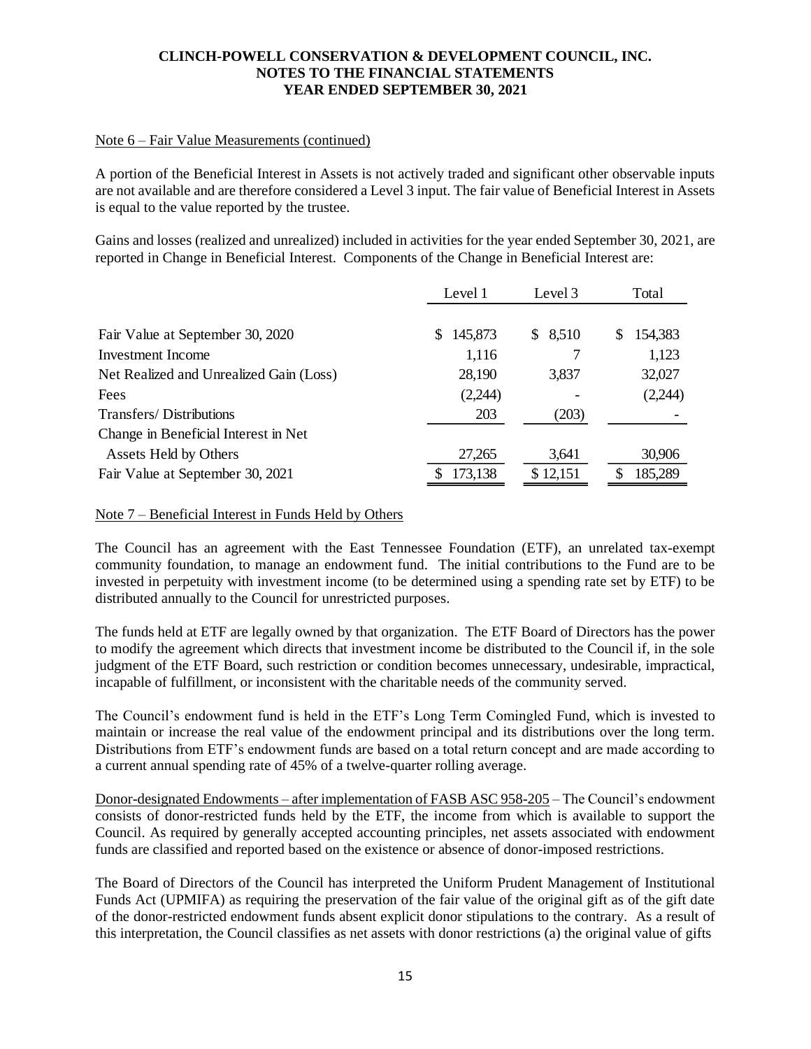Note 6 – Fair Value Measurements (continued)

A portion of the Beneficial Interest in Assets is not actively traded and significant other observable inputs are not available and are therefore considered a Level 3 input. The fair value of Beneficial Interest in Assets is equal to the value reported by the trustee.

Gains and losses (realized and unrealized) included in activities for the year ended September 30, 2021, are reported in Change in Beneficial Interest. Components of the Change in Beneficial Interest are:

| | Level 1 | Level 3 | Total |
|---|---|---|---|
| Fair Value at September 30, 2020 | $ 145,873 | $ 8,510 | $ 154,383 |
| Investment Income | 1,116 | 7 | 1,123 |
| Net Realized and Unrealized Gain (Loss) | 28,190 | 3,837 | 32,027 |
| Fees | (2,244) | - | (2,244) |
| Transfers/ Distributions | 203 | (203) | - |
| Change in Beneficial Interest in Net Assets Held by Others | 27,265 | 3,641 | 30,906 |
| Fair Value at September 30, 2021 | $ 173,138 | $ 12,151 | $ 185,289 |

Note 7 – Beneficial Interest in Funds Held by Others

The Council has an agreement with the East Tennessee Foundation (ETF), an unrelated tax-exempt community foundation, to manage an endowment fund. The initial contributions to the Fund are to be invested in perpetuity with investment income (to be determined using a spending rate set by ETF) to be distributed annually to the Council for unrestricted purposes.

The funds held at ETF are legally owned by that organization. The ETF Board of Directors has the power to modify the agreement which directs that investment income be distributed to the Council if, in the sole judgment of the ETF Board, such restriction or condition becomes unnecessary, undesirable, impractical, incapable of fulfillment, or inconsistent with the charitable needs of the community served.

The Council's endowment fund is held in the ETF's Long Term Comingled Fund, which is invested to maintain or increase the real value of the endowment principal and its distributions over the long term. Distributions from ETF's endowment funds are based on a total return concept and are made according to a current annual spending rate of 45% of a twelve-quarter rolling average.

Donor-designated Endowments – after implementation of FASB ASC 958-205 – The Council's endowment consists of donor-restricted funds held by the ETF, the income from which is available to support the Council. As required by generally accepted accounting principles, net assets associated with endowment funds are classified and reported based on the existence or absence of donor-imposed restrictions.

The Board of Directors of the Council has interpreted the Uniform Prudent Management of Institutional Funds Act (UPMIFA) as requiring the preservation of the fair value of the original gift as of the gift date of the donor-restricted endowment funds absent explicit donor stipulations to the contrary. As a result of this interpretation, the Council classifies as net assets with donor restrictions (a) the original value of gifts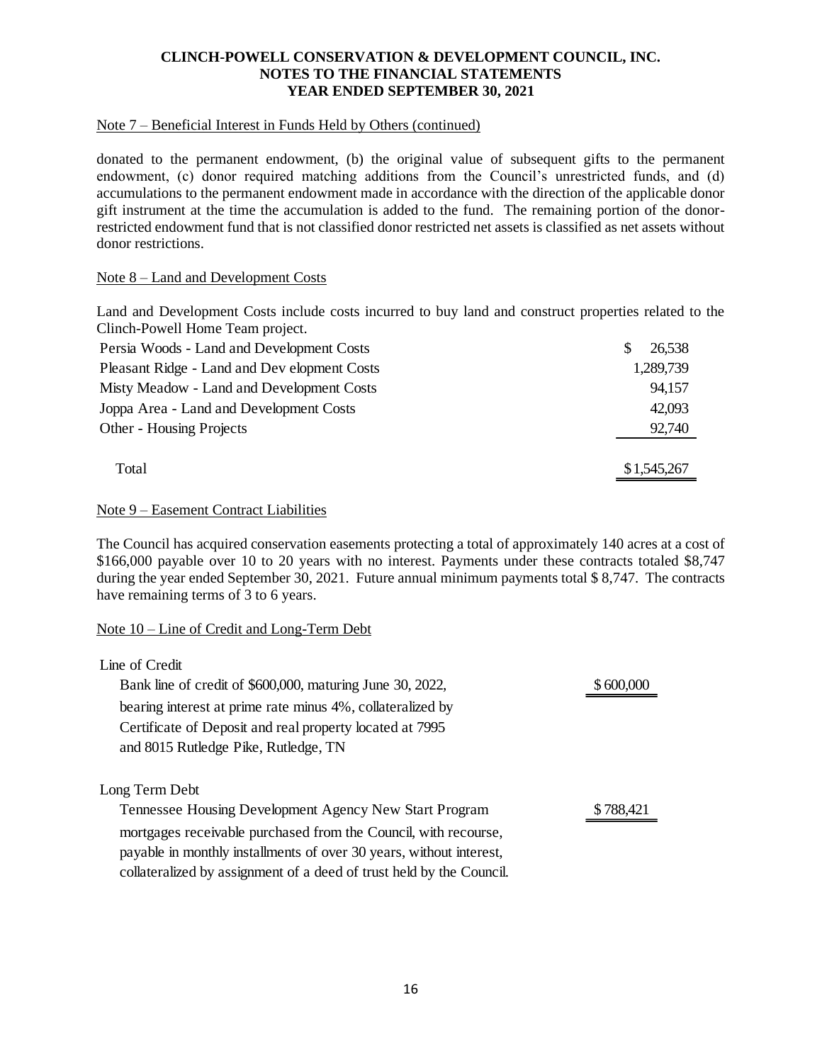Note 7 – Beneficial Interest in Funds Held by Others (continued)

donated to the permanent endowment, (b) the original value of subsequent gifts to the permanent endowment, (c) donor required matching additions from the Council's unrestricted funds, and (d) accumulations to the permanent endowment made in accordance with the direction of the applicable donor gift instrument at the time the accumulation is added to the fund. The remaining portion of the donor-restricted endowment fund that is not classified donor restricted net assets is classified as net assets without donor restrictions.

Note 8 – Land and Development Costs

Land and Development Costs include costs incurred to buy land and construct properties related to the Clinch-Powell Home Team project.

| | |
|---|---|
| Persia Woods - Land and Development Costs | $ 26,538 |
| Pleasant Ridge - Land and Dev elopment Costs | 1,289,739 |
| Misty Meadow - Land and Development Costs | 94,157 |
| Joppa Area - Land and Development Costs | 42,093 |
| Other - Housing Projects | 92,740 |
| Total | $1,545,267 |

Note 9 – Easement Contract Liabilities

The Council has acquired conservation easements protecting a total of approximately 140 acres at a cost of $166,000 payable over 10 to 20 years with no interest. Payments under these contracts totaled $8,747 during the year ended September 30, 2021. Future annual minimum payments total $ 8,747. The contracts have remaining terms of 3 to 6 years.

Note 10 – Line of Credit and Long-Term Debt

| | |
|---|---|
| **Line of Credit** | |
| Bank line of credit of $600,000, maturing June 30, 2022, bearing interest at prime rate minus 4%, collateralized by Certificate of Deposit and real property located at 7995 and 8015 Rutledge Pike, Rutledge, TN | $ 600,000 |
| **Long Term Debt** | |
| Tennessee Housing Development Agency New Start Program mortgages receivable purchased from the Council, with recourse, payable in monthly installments of over 30 years, without interest, collateralized by assignment of a deed of trust held by the Council. | $ 788,421 |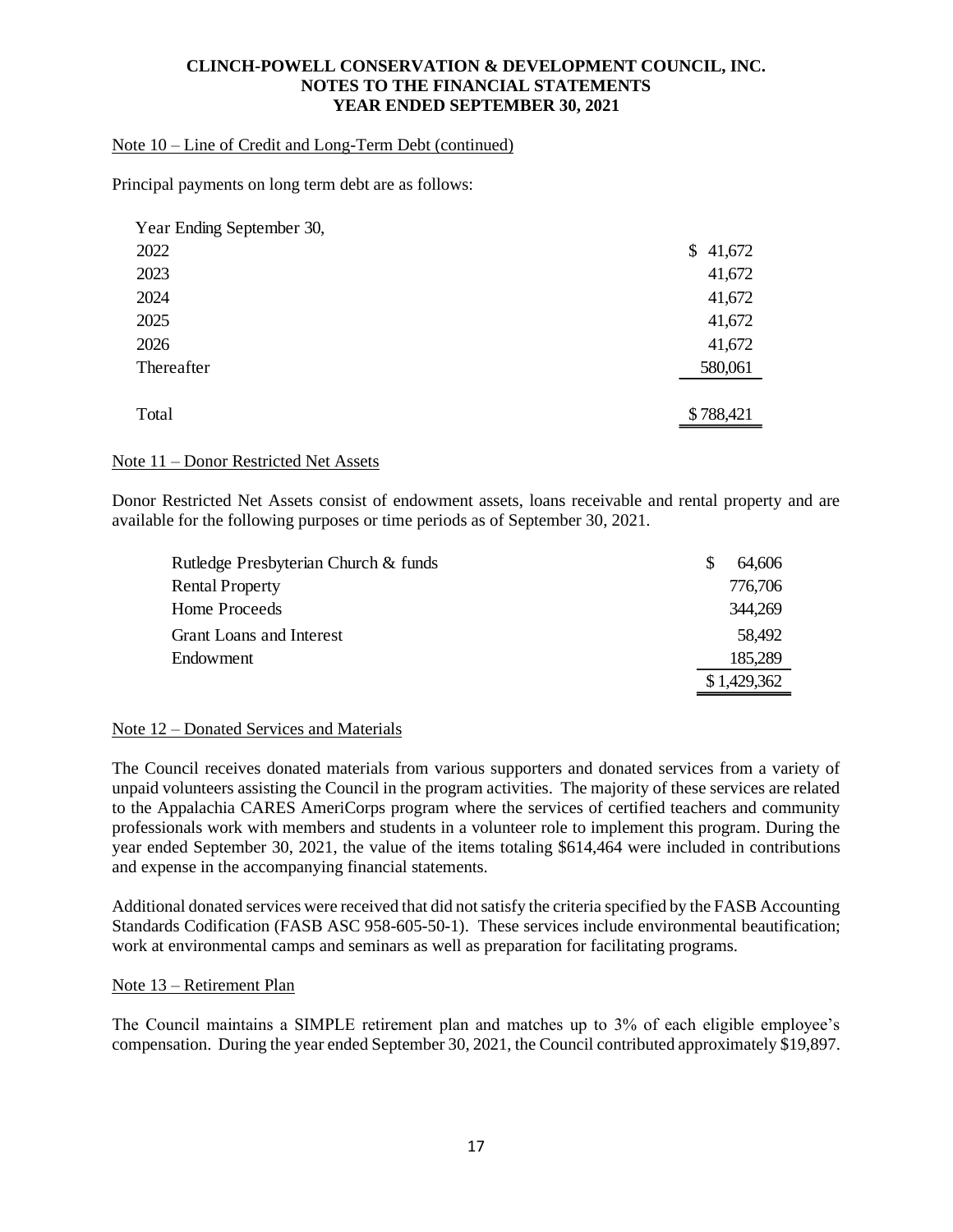Note 10 – Line of Credit and Long-Term Debt (continued)

Principal payments on long term debt are as follows:

| Year Ending September 30, | |
|---|---|
| 2022 | $ 41,672 |
| 2023 | 41,672 |
| 2024 | 41,672 |
| 2025 | 41,672 |
| 2026 | 41,672 |
| Thereafter | 580,061 |
| Total | $ 788,421 |

Note 11 – Donor Restricted Net Assets

Donor Restricted Net Assets consist of endowment assets, loans receivable and rental property and are available for the following purposes or time periods as of September 30, 2021.

| | |
|---|---|
| Rutledge Presbyterian Church & funds | $ 64,606 |
| Rental Property | 776,706 |
| Home Proceeds | 344,269 |
| Grant Loans and Interest | 58,492 |
| Endowment | 185,289 |
| | $ 1,429,362 |

Note 12 – Donated Services and Materials

The Council receives donated materials from various supporters and donated services from a variety of unpaid volunteers assisting the Council in the program activities. The majority of these services are related to the Appalachia CARES AmeriCorps program where the services of certified teachers and community professionals work with members and students in a volunteer role to implement this program. During the year ended September 30, 2021, the value of the items totaling $614,464 were included in contributions and expense in the accompanying financial statements.

Additional donated services were received that did not satisfy the criteria specified by the FASB Accounting Standards Codification (FASB ASC 958-605-50-1). These services include environmental beautification; work at environmental camps and seminars as well as preparation for facilitating programs.

Note 13 – Retirement Plan

The Council maintains a SIMPLE retirement plan and matches up to 3% of each eligible employee's compensation. During the year ended September 30, 2021, the Council contributed approximately $19,897.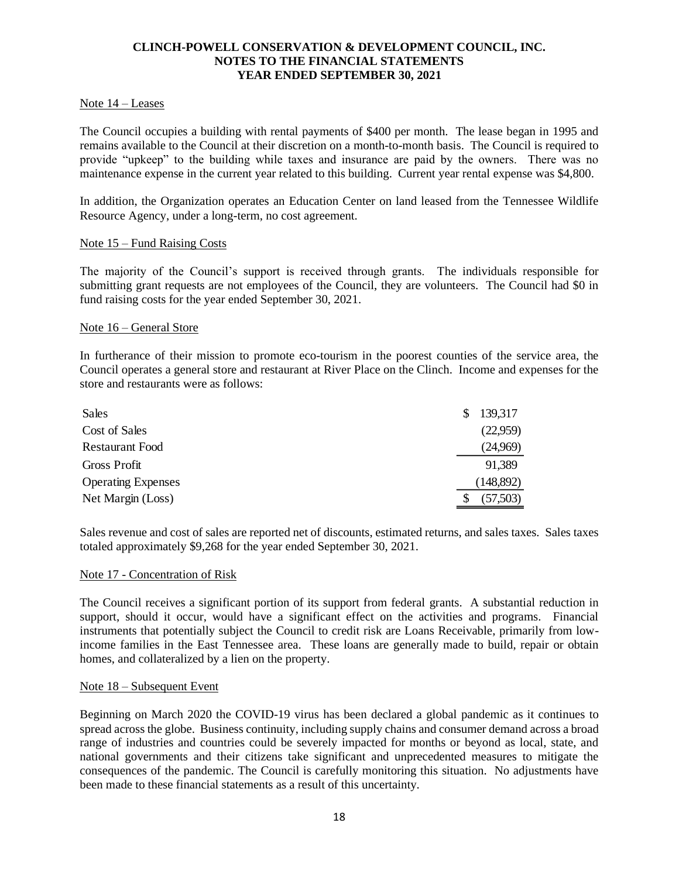# CLINCH-POWELL CONSERVATION & DEVELOPMENT COUNCIL, INC.
## NOTES TO THE FINANCIAL STATEMENTS
## YEAR ENDED SEPTEMBER 30, 2021

Note 14 – Leases

The Council occupies a building with rental payments of $400 per month. The lease began in 1995 and remains available to the Council at their discretion on a month-to-month basis. The Council is required to provide "upkeep" to the building while taxes and insurance are paid by the owners. There was no maintenance expense in the current year related to this building. Current year rental expense was $4,800.

In addition, the Organization operates an Education Center on land leased from the Tennessee Wildlife Resource Agency, under a long-term, no cost agreement.

Note 15 – Fund Raising Costs

The majority of the Council's support is received through grants. The individuals responsible for submitting grant requests are not employees of the Council, they are volunteers. The Council had $0 in fund raising costs for the year ended September 30, 2021.

Note 16 – General Store

In furtherance of their mission to promote eco-tourism in the poorest counties of the service area, the Council operates a general store and restaurant at River Place on the Clinch. Income and expenses for the store and restaurants were as follows:

| | |
|---|---|
| Sales | $ 139,317 |
| Cost of Sales | (22,959) |
| Restaurant Food | (24,969) |
| Gross Profit | 91,389 |
| Operating Expenses | (148,892) |
| Net Margin (Loss) | $ (57,503) |

Sales revenue and cost of sales are reported net of discounts, estimated returns, and sales taxes. Sales taxes totaled approximately $9,268 for the year ended September 30, 2021.

Note 17 - Concentration of Risk

The Council receives a significant portion of its support from federal grants. A substantial reduction in support, should it occur, would have a significant effect on the activities and programs. Financial instruments that potentially subject the Council to credit risk are Loans Receivable, primarily from low-income families in the East Tennessee area. These loans are generally made to build, repair or obtain homes, and collateralized by a lien on the property.

Note 18 – Subsequent Event

Beginning on March 2020 the COVID-19 virus has been declared a global pandemic as it continues to spread across the globe. Business continuity, including supply chains and consumer demand across a broad range of industries and countries could be severely impacted for months or beyond as local, state, and national governments and their citizens take significant and unprecedented measures to mitigate the consequences of the pandemic. The Council is carefully monitoring this situation. No adjustments have been made to these financial statements as a result of this uncertainty.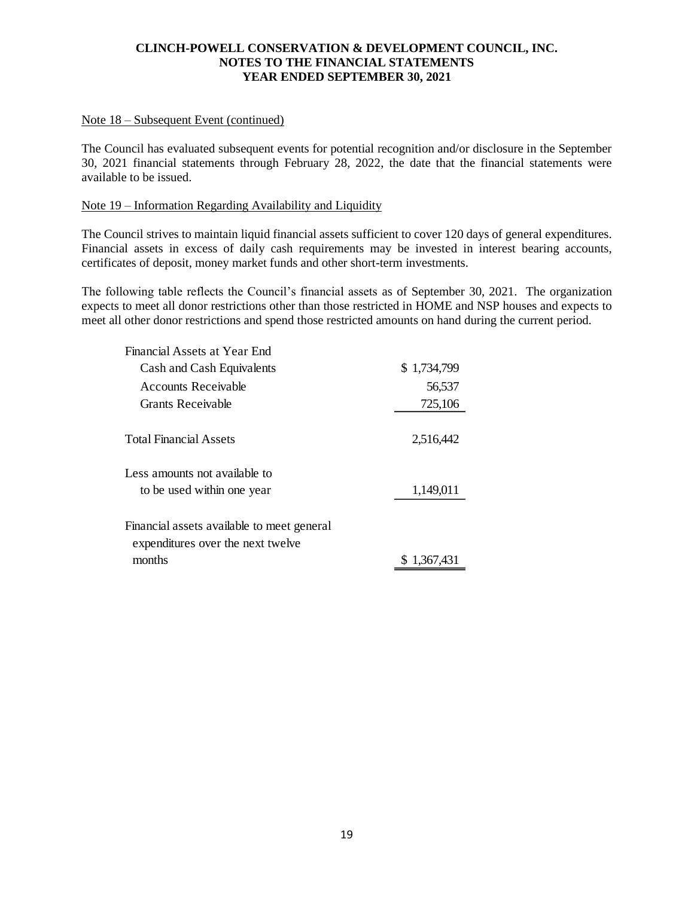Note 18 – Subsequent Event (continued)

The Council has evaluated subsequent events for potential recognition and/or disclosure in the September 30, 2021 financial statements through February 28, 2022, the date that the financial statements were available to be issued.

Note 19 – Information Regarding Availability and Liquidity

The Council strives to maintain liquid financial assets sufficient to cover 120 days of general expenditures. Financial assets in excess of daily cash requirements may be invested in interest bearing accounts, certificates of deposit, money market funds and other short-term investments.

The following table reflects the Council's financial assets as of September 30, 2021. The organization expects to meet all donor restrictions other than those restricted in HOME and NSP houses and expects to meet all other donor restrictions and spend those restricted amounts on hand during the current period.

| | |
|---|---|
| Financial Assets at Year End | |
| Cash and Cash Equivalents | $ 1,734,799 |
| Accounts Receivable | 56,537 |
| Grants Receivable | 725,106 |
| Total Financial Assets | 2,516,442 |
| Less amounts not available to to be used within one year | 1,149,011 |
| Financial assets available to meet general expenditures over the next twelve months | $ 1,367,431 |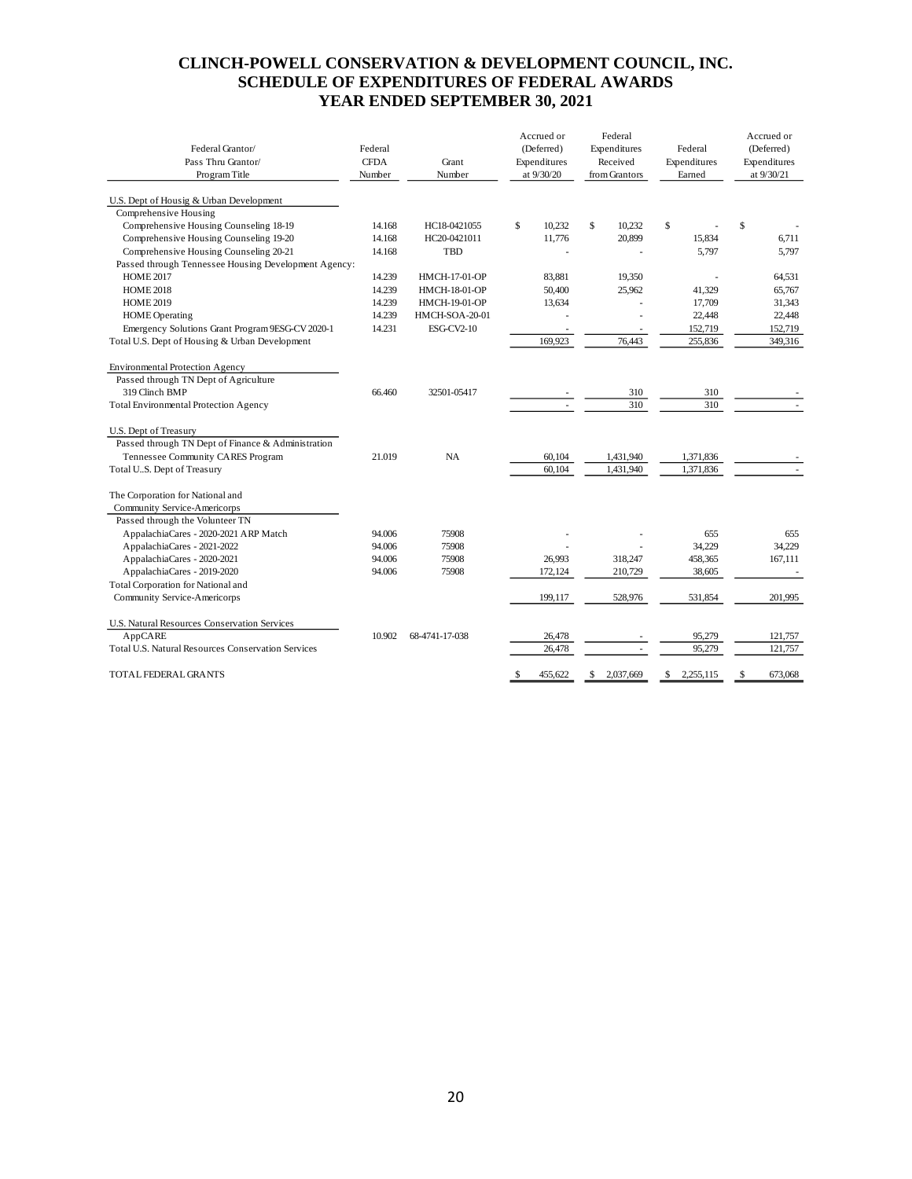# CLINCH-POWELL CONSERVATION & DEVELOPMENT COUNCIL, INC.
## SCHEDULE OF EXPENDITURES OF FEDERAL AWARDS
## YEAR ENDED SEPTEMBER 30, 2021

| Federal Grantor/ Pass Thru Grantor/ Program Title | Federal CFDA Number | Grant Number | Accrued or (Deferred) Expenditures at 9/30/20 | Federal Expenditures Received from Grantors | Federal Expenditures Earned | Accrued or (Deferred) Expenditures at 9/30/21 |
|---|---|---|---|---|---|---|
| U.S. Dept of Housig & Urban Development | | | | | | |
| Comprehensive Housing | | | | | | |
| Comprehensive Housing Counseling 18-19 | 14.168 | HC18-0421055 | $ 10,232 | $ 10,232 | $ - | $ - |
| Comprehensive Housing Counseling 19-20 | 14.168 | HC20-0421011 | 11,776 | 20,899 | 15,834 | 6,711 |
| Comprehensive Housing Counseling 20-21 | 14.168 | TBD | - | - | 5,797 | 5,797 |
| Passed through Tennessee Housing Development Agency: | | | | | | |
| HOME 2017 | 14.239 | HMCH-17-01-OP | 83,881 | 19,350 | - | 64,531 |
| HOME 2018 | 14.239 | HMCH-18-01-OP | 50,400 | 25,962 | 41,329 | 65,767 |
| HOME 2019 | 14.239 | HMCH-19-01-OP | 13,634 | - | 17,709 | 31,343 |
| HOME Operating | 14.239 | HMCH-SOA-20-01 | - | - | 22,448 | 22,448 |
| Emergency Solutions Grant Program 9ESG-CV 2020-1 | 14.231 | ESG-CV2-10 | - | - | 152,719 | 152,719 |
| Total U.S. Dept of Housing & Urban Development | | | 169,923 | 76,443 | 255,836 | 349,316 |
| Environmental Protection Agency | | | | | | |
| Passed through TN Dept of Agriculture | | | | | | |
| 319 Clinch BMP | 66.460 | 32501-05417 | - | 310 | 310 | - |
| Total Environmental Protection Agency | | | - | 310 | 310 | - |
| U.S. Dept of Treasury | | | | | | |
| Passed through TN Dept of Finance & Administration | | | | | | |
| Tennessee Community CARES Program | 21.019 | NA | 60,104 | 1,431,940 | 1,371,836 | - |
| Total U..S. Dept of Treasury | | | 60,104 | 1,431,940 | 1,371,836 | - |
| The Corporation for National and Community Service-Americorps | | | | | | |
| Passed through the Volunteer TN | | | | | | |
| AppalachiaCares - 2020-2021 ARP Match | 94.006 | 75908 | - | - | 655 | 655 |
| AppalachiaCares - 2021-2022 | 94.006 | 75908 | - | - | 34,229 | 34,229 |
| AppalachiaCares - 2020-2021 | 94.006 | 75908 | 26,993 | 318,247 | 458,365 | 167,111 |
| AppalachiaCares - 2019-2020 | 94.006 | 75908 | 172,124 | 210,729 | 38,605 | - |
| Total Corporation for National and Community Service-Americorps | | | 199,117 | 528,976 | 531,854 | 201,995 |
| U.S. Natural Resources Conservation Services | | | | | | |
| AppCARE | 10.902 | 68-4741-17-038 | 26,478 | - | 95,279 | 121,757 |
| Total U.S. Natural Resources Conservation Services | | | 26,478 | - | 95,279 | 121,757 |
| TOTAL FEDERAL GRANTS | | | $ 455,622 | $ 2,037,669 | $ 2,255,115 | $ 673,068 |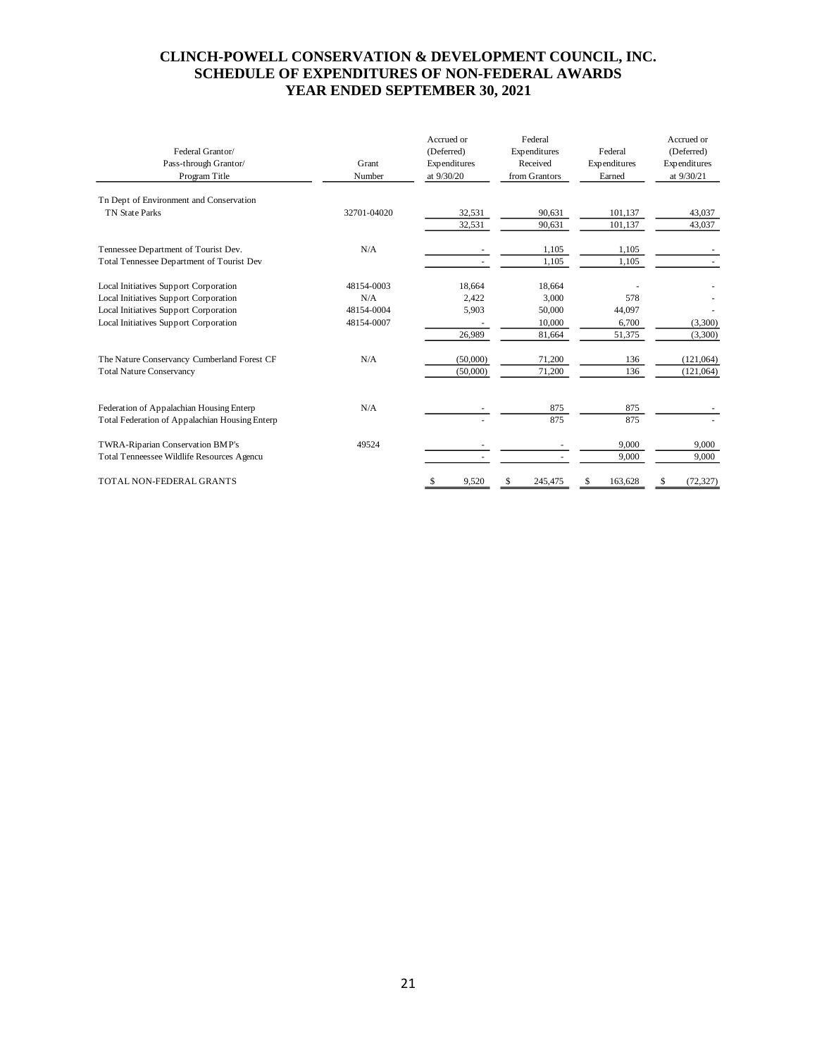# CLINCH-POWELL CONSERVATION & DEVELOPMENT COUNCIL, INC.
## SCHEDULE OF EXPENDITURES OF NON-FEDERAL AWARDS
## YEAR ENDED SEPTEMBER 30, 2021

| Federal Grantor/ Pass-through Grantor/ Program Title | Grant Number | Accrued or (Deferred) Expenditures at 9/30/20 | Federal Expenditures Received from Grantors | Federal Expenditures Earned | Accrued or (Deferred) Expenditures at 9/30/21 |
|---|---|---|---|---|---|
| Tn Dept of Environment and Conservation | | | | | |
| TN State Parks | 32701-04020 | 32,531 | 90,631 | 101,137 | 43,037 |
| | | 32,531 | 90,631 | 101,137 | 43,037 |
| Tennessee Department of Tourist Dev. | N/A | - | 1,105 | 1,105 | - |
| Total Tennessee Department of Tourist Dev | | - | 1,105 | 1,105 | - |
| Local Initiatives Support Corporation | 48154-0003 | 18,664 | 18,664 | - | - |
| Local Initiatives Support Corporation | N/A | 2,422 | 3,000 | 578 | - |
| Local Initiatives Support Corporation | 48154-0004 | 5,903 | 50,000 | 44,097 | - |
| Local Initiatives Support Corporation | 48154-0007 | - | 10,000 | 6,700 | (3,300) |
| | | 26,989 | 81,664 | 51,375 | (3,300) |
| The Nature Conservancy Cumberland Forest CF | N/A | (50,000) | 71,200 | 136 | (121,064) |
| Total Nature Conservancy | | (50,000) | 71,200 | 136 | (121,064) |
| Federation of Appalachian Housing Enterp | N/A | - | 875 | 875 | - |
| Total Federation of Appalachian Housing Enterp | | - | 875 | 875 | - |
| TWRA-Riparian Conservation BMP's | 49524 | - | - | 9,000 | 9,000 |
| Total Tenneessee Wildlife Resources Agencu | | - | - | 9,000 | 9,000 |
| TOTAL NON-FEDERAL GRANTS | | $ 9,520 | $ 245,475 | $ 163,628 | $ (72,327) |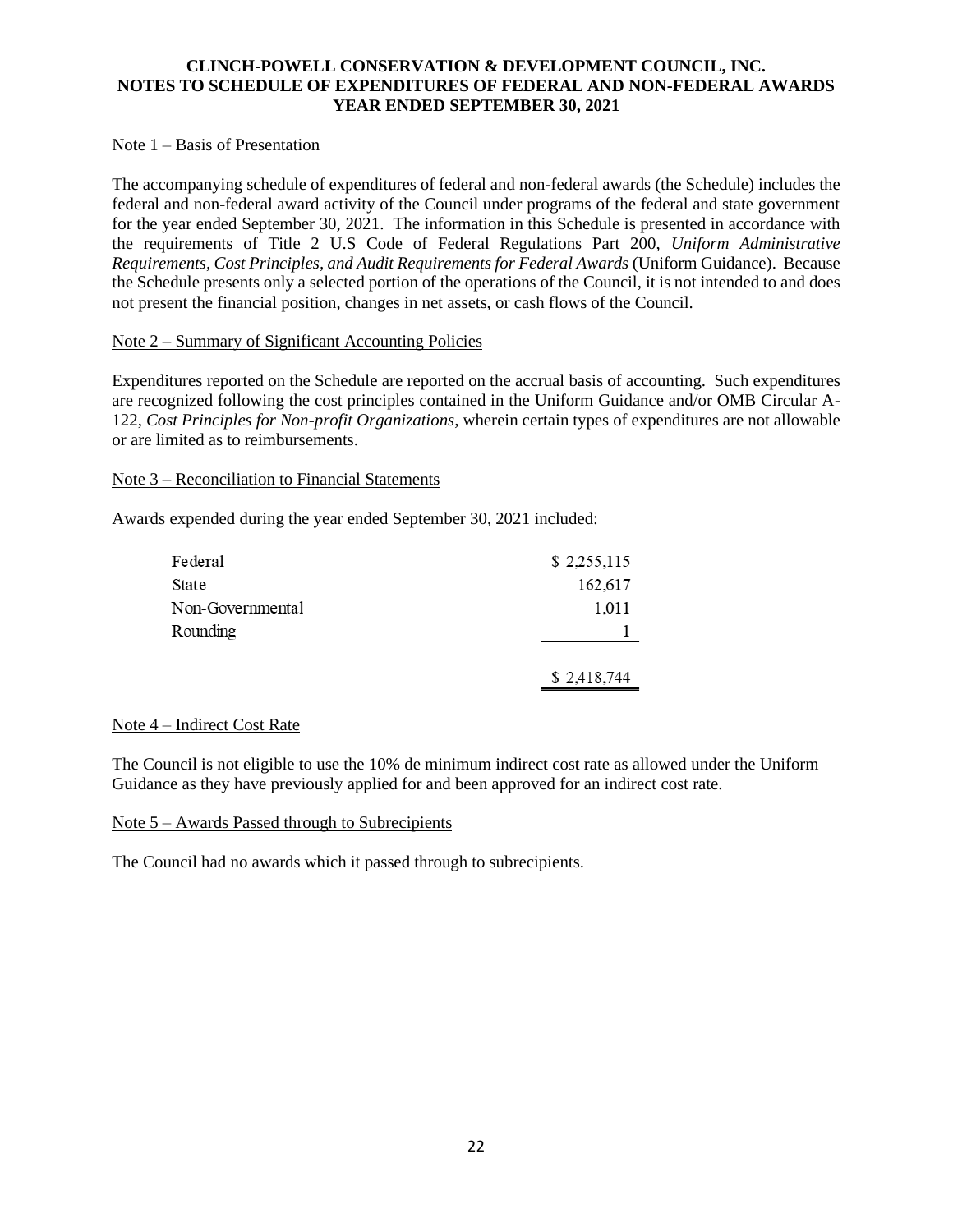# CLINCH-POWELL CONSERVATION & DEVELOPMENT COUNCIL, INC.
## NOTES TO SCHEDULE OF EXPENDITURES OF FEDERAL AND NON-FEDERAL AWARDS
### YEAR ENDED SEPTEMBER 30, 2021

Note 1 – Basis of Presentation

The accompanying schedule of expenditures of federal and non-federal awards (the Schedule) includes the federal and non-federal award activity of the Council under programs of the federal and state government for the year ended September 30, 2021. The information in this Schedule is presented in accordance with the requirements of Title 2 U.S Code of Federal Regulations Part 200, *Uniform Administrative Requirements, Cost Principles, and Audit Requirements for Federal Awards* (Uniform Guidance). Because the Schedule presents only a selected portion of the operations of the Council, it is not intended to and does not present the financial position, changes in net assets, or cash flows of the Council.

Note 2 – Summary of Significant Accounting Policies

Expenditures reported on the Schedule are reported on the accrual basis of accounting. Such expenditures are recognized following the cost principles contained in the Uniform Guidance and/or OMB Circular A-122, *Cost Principles for Non-profit Organizations,* wherein certain types of expenditures are not allowable or are limited as to reimbursements.

Note 3 – Reconciliation to Financial Statements

Awards expended during the year ended September 30, 2021 included:

| | |
|---|---:|
| Federal | $ 2,255,115 |
| State | 162,617 |
| Non-Governmental | 1,011 |
| Rounding | 1 |
| | $ 2,418,744 |

Note 4 – Indirect Cost Rate

The Council is not eligible to use the 10% de minimum indirect cost rate as allowed under the Uniform Guidance as they have previously applied for and been approved for an indirect cost rate.

Note 5 – Awards Passed through to Subrecipients

The Council had no awards which it passed through to subrecipients.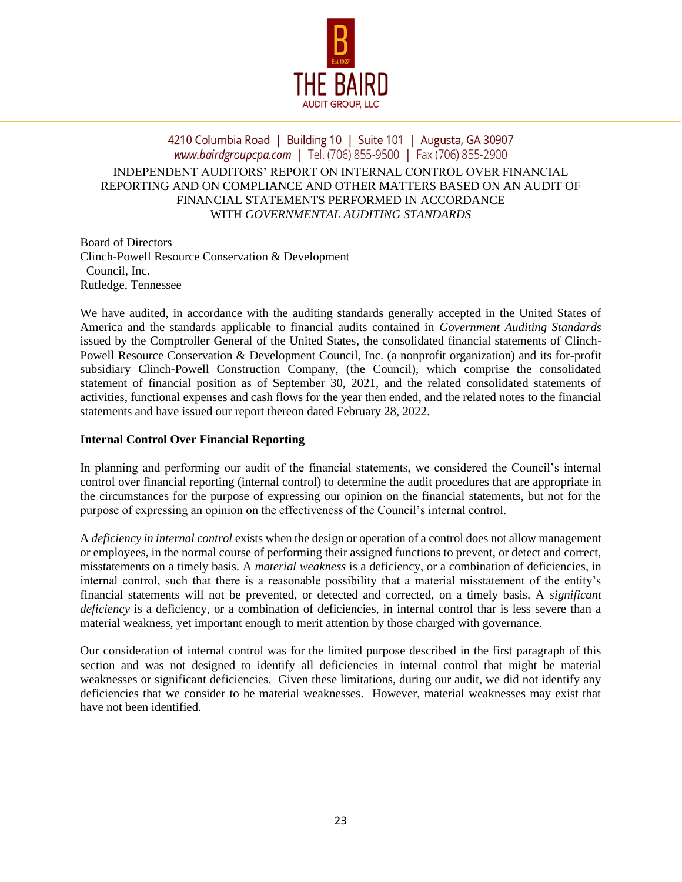THE BAIRD
AUDIT GROUP, LLC

4210 Columbia Road | Building 10 | Suite 101 | Augusta, GA 30907
www.bairdgroupcpa.com | Tel. (706) 855-9500 | Fax (706) 855-2900

# INDEPENDENT AUDITORS' REPORT ON INTERNAL CONTROL OVER FINANCIAL REPORTING AND ON COMPLIANCE AND OTHER MATTERS BASED ON AN AUDIT OF FINANCIAL STATEMENTS PERFORMED IN ACCORDANCE WITH *GOVERNMENTAL AUDITING STANDARDS*

Board of Directors
Clinch-Powell Resource Conservation & Development
Council, Inc.
Rutledge, Tennessee

We have audited, in accordance with the auditing standards generally accepted in the United States of America and the standards applicable to financial audits contained in *Government Auditing Standards* issued by the Comptroller General of the United States, the consolidated financial statements of Clinch-Powell Resource Conservation & Development Council, Inc. (a nonprofit organization) and its for-profit subsidiary Clinch-Powell Construction Company, (the Council), which comprise the consolidated statement of financial position as of September 30, 2021, and the related consolidated statements of activities, functional expenses and cash flows for the year then ended, and the related notes to the financial statements and have issued our report thereon dated February 28, 2022.

**Internal Control Over Financial Reporting**

In planning and performing our audit of the financial statements, we considered the Council's internal control over financial reporting (internal control) to determine the audit procedures that are appropriate in the circumstances for the purpose of expressing our opinion on the financial statements, but not for the purpose of expressing an opinion on the effectiveness of the Council's internal control.

A *deficiency in internal control* exists when the design or operation of a control does not allow management or employees, in the normal course of performing their assigned functions to prevent, or detect and correct, misstatements on a timely basis. A *material weakness* is a deficiency, or a combination of deficiencies, in internal control, such that there is a reasonable possibility that a material misstatement of the entity's financial statements will not be prevented, or detected and corrected, on a timely basis. A *significant deficiency* is a deficiency, or a combination of deficiencies, in internal control thar is less severe than a material weakness, yet important enough to merit attention by those charged with governance.

Our consideration of internal control was for the limited purpose described in the first paragraph of this section and was not designed to identify all deficiencies in internal control that might be material weaknesses or significant deficiencies. Given these limitations, during our audit, we did not identify any deficiencies that we consider to be material weaknesses. However, material weaknesses may exist that have not been identified.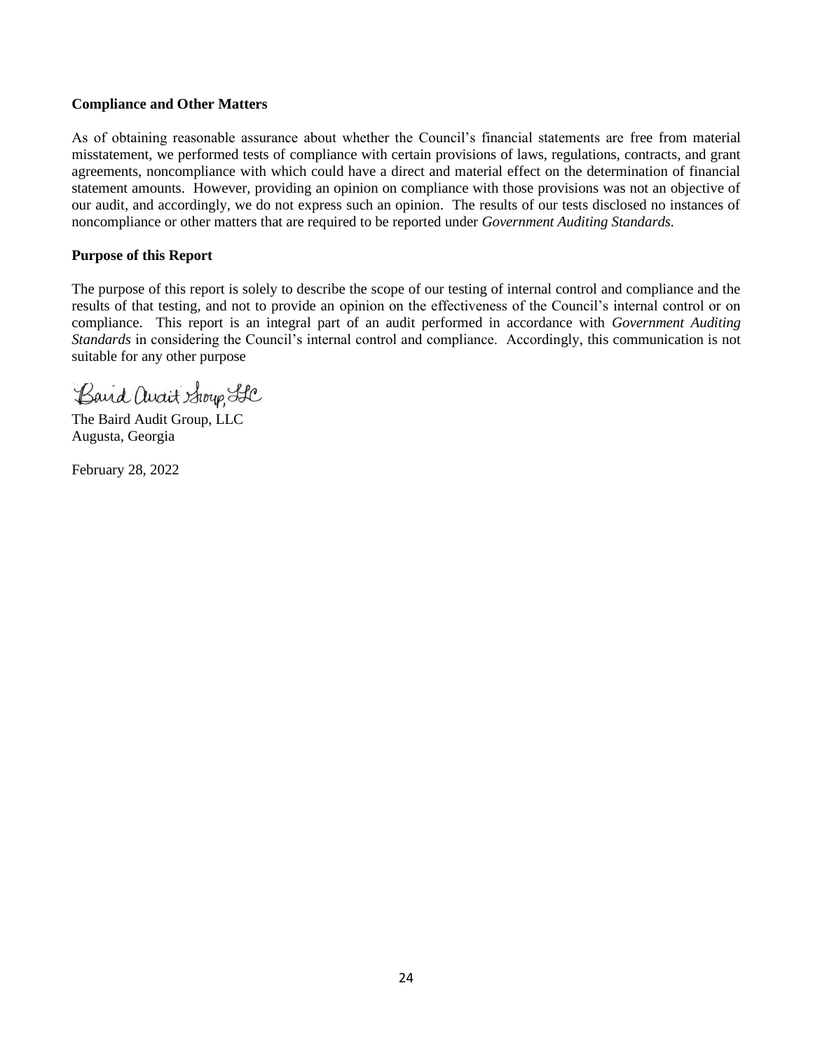**Compliance and Other Matters**

As of obtaining reasonable assurance about whether the Council's financial statements are free from material misstatement, we performed tests of compliance with certain provisions of laws, regulations, contracts, and grant agreements, noncompliance with which could have a direct and material effect on the determination of financial statement amounts. However, providing an opinion on compliance with those provisions was not an objective of our audit, and accordingly, we do not express such an opinion. The results of our tests disclosed no instances of noncompliance or other matters that are required to be reported under *Government Auditing Standards.*

**Purpose of this Report**

The purpose of this report is solely to describe the scope of our testing of internal control and compliance and the results of that testing, and not to provide an opinion on the effectiveness of the Council's internal control or on compliance. This report is an integral part of an audit performed in accordance with *Government Auditing Standards* in considering the Council's internal control and compliance. Accordingly, this communication is not suitable for any other purpose

Baird Audit Group, LLC

The Baird Audit Group, LLC
Augusta, Georgia

February 28, 2022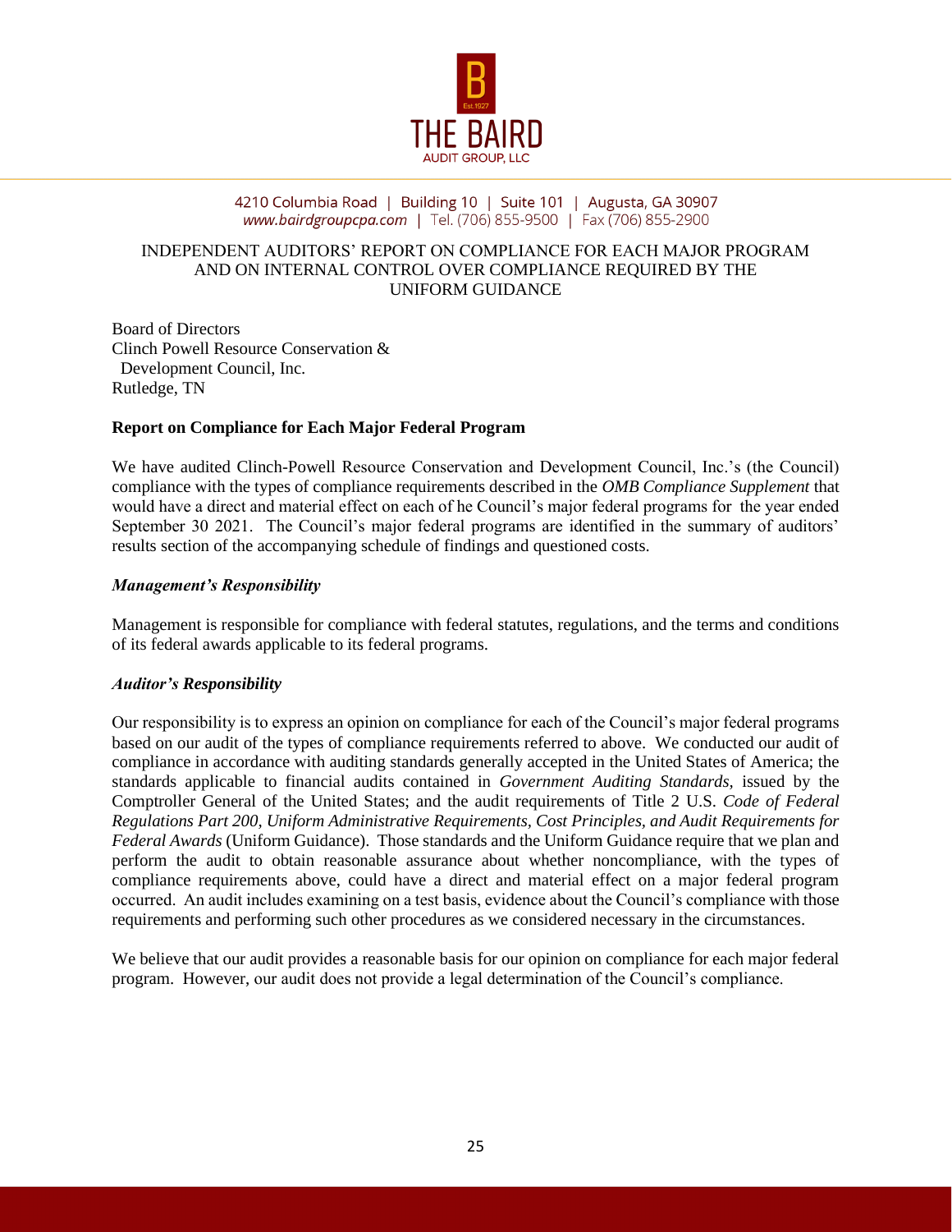THE BAIRD
AUDIT GROUP, LLC

4210 Columbia Road | Building 10 | Suite 101 | Augusta, GA 30907
*www.bairdgroupcpa.com* | Tel. (706) 855-9500 | Fax (706) 855-2900

INDEPENDENT AUDITORS' REPORT ON COMPLIANCE FOR EACH MAJOR PROGRAM AND ON INTERNAL CONTROL OVER COMPLIANCE REQUIRED BY THE UNIFORM GUIDANCE

Board of Directors
Clinch Powell Resource Conservation &
Development Council, Inc.
Rutledge, TN

**Report on Compliance for Each Major Federal Program**

We have audited Clinch-Powell Resource Conservation and Development Council, Inc.'s (the Council) compliance with the types of compliance requirements described in the *OMB Compliance Supplement* that would have a direct and material effect on each of he Council's major federal programs for the year ended September 30 2021. The Council's major federal programs are identified in the summary of auditors' results section of the accompanying schedule of findings and questioned costs.

***Management's Responsibility***

Management is responsible for compliance with federal statutes, regulations, and the terms and conditions of its federal awards applicable to its federal programs.

***Auditor's Responsibility***

Our responsibility is to express an opinion on compliance for each of the Council's major federal programs based on our audit of the types of compliance requirements referred to above. We conducted our audit of compliance in accordance with auditing standards generally accepted in the United States of America; the standards applicable to financial audits contained in *Government Auditing Standards,* issued by the Comptroller General of the United States; and the audit requirements of Title 2 U.S. *Code of Federal Regulations Part 200, Uniform Administrative Requirements, Cost Principles, and Audit Requirements for Federal Awards* (Uniform Guidance). Those standards and the Uniform Guidance require that we plan and perform the audit to obtain reasonable assurance about whether noncompliance, with the types of compliance requirements above, could have a direct and material effect on a major federal program occurred. An audit includes examining on a test basis, evidence about the Council's compliance with those requirements and performing such other procedures as we considered necessary in the circumstances.

We believe that our audit provides a reasonable basis for our opinion on compliance for each major federal program. However, our audit does not provide a legal determination of the Council's compliance.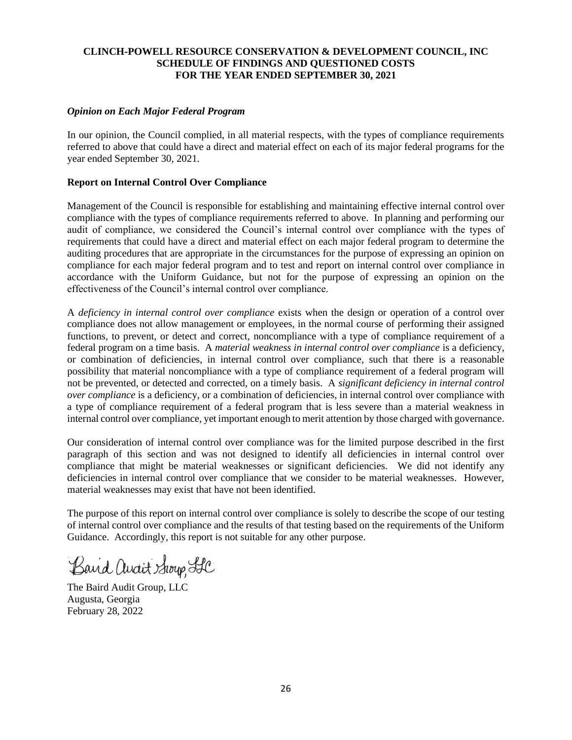**CLINCH-POWELL RESOURCE CONSERVATION & DEVELOPMENT COUNCIL, INC**
**SCHEDULE OF FINDINGS AND QUESTIONED COSTS**
**FOR THE YEAR ENDED SEPTEMBER 30, 2021**

***Opinion on Each Major Federal Program***

In our opinion, the Council complied, in all material respects, with the types of compliance requirements referred to above that could have a direct and material effect on each of its major federal programs for the year ended September 30, 2021.

**Report on Internal Control Over Compliance**

Management of the Council is responsible for establishing and maintaining effective internal control over compliance with the types of compliance requirements referred to above. In planning and performing our audit of compliance, we considered the Council's internal control over compliance with the types of requirements that could have a direct and material effect on each major federal program to determine the auditing procedures that are appropriate in the circumstances for the purpose of expressing an opinion on compliance for each major federal program and to test and report on internal control over compliance in accordance with the Uniform Guidance, but not for the purpose of expressing an opinion on the effectiveness of the Council's internal control over compliance.

A *deficiency in internal control over compliance* exists when the design or operation of a control over compliance does not allow management or employees, in the normal course of performing their assigned functions, to prevent, or detect and correct, noncompliance with a type of compliance requirement of a federal program on a time basis. A *material weakness in internal control over compliance* is a deficiency, or combination of deficiencies, in internal control over compliance, such that there is a reasonable possibility that material noncompliance with a type of compliance requirement of a federal program will not be prevented, or detected and corrected, on a timely basis. A *significant deficiency in internal control over compliance* is a deficiency, or a combination of deficiencies, in internal control over compliance with a type of compliance requirement of a federal program that is less severe than a material weakness in internal control over compliance, yet important enough to merit attention by those charged with governance.

Our consideration of internal control over compliance was for the limited purpose described in the first paragraph of this section and was not designed to identify all deficiencies in internal control over compliance that might be material weaknesses or significant deficiencies. We did not identify any deficiencies in internal control over compliance that we consider to be material weaknesses. However, material weaknesses may exist that have not been identified.

The purpose of this report on internal control over compliance is solely to describe the scope of our testing of internal control over compliance and the results of that testing based on the requirements of the Uniform Guidance. Accordingly, this report is not suitable for any other purpose.

Baird Audit Group, LLC

The Baird Audit Group, LLC
Augusta, Georgia
February 28, 2022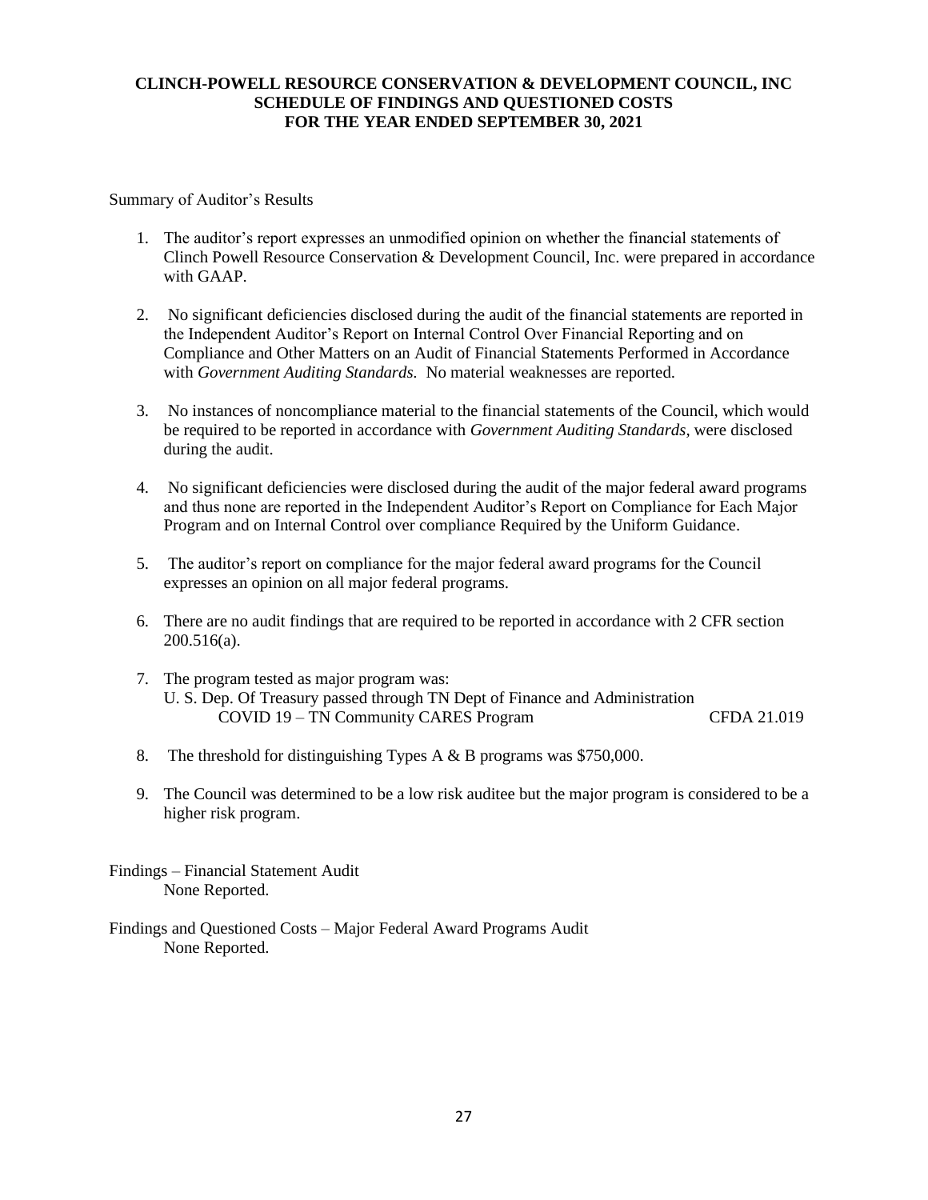# CLINCH-POWELL RESOURCE CONSERVATION & DEVELOPMENT COUNCIL, INC
## SCHEDULE OF FINDINGS AND QUESTIONED COSTS
## FOR THE YEAR ENDED SEPTEMBER 30, 2021

Summary of Auditor's Results

1. The auditor's report expresses an unmodified opinion on whether the financial statements of Clinch Powell Resource Conservation & Development Council, Inc. were prepared in accordance with GAAP.

2. No significant deficiencies disclosed during the audit of the financial statements are reported in the Independent Auditor's Report on Internal Control Over Financial Reporting and on Compliance and Other Matters on an Audit of Financial Statements Performed in Accordance with *Government Auditing Standards.* No material weaknesses are reported.

3. No instances of noncompliance material to the financial statements of the Council, which would be required to be reported in accordance with *Government Auditing Standards,* were disclosed during the audit.

4. No significant deficiencies were disclosed during the audit of the major federal award programs and thus none are reported in the Independent Auditor's Report on Compliance for Each Major Program and on Internal Control over compliance Required by the Uniform Guidance.

5. The auditor's report on compliance for the major federal award programs for the Council expresses an opinion on all major federal programs.

6. There are no audit findings that are required to be reported in accordance with 2 CFR section 200.516(a).

7. The program tested as major program was:
   U. S. Dep. Of Treasury passed through TN Dept of Finance and Administration
   COVID 19 – TN Community CARES Program CFDA 21.019

8. The threshold for distinguishing Types A & B programs was $750,000.

9. The Council was determined to be a low risk auditee but the major program is considered to be a higher risk program.

Findings – Financial Statement Audit
None Reported.

Findings and Questioned Costs – Major Federal Award Programs Audit
None Reported.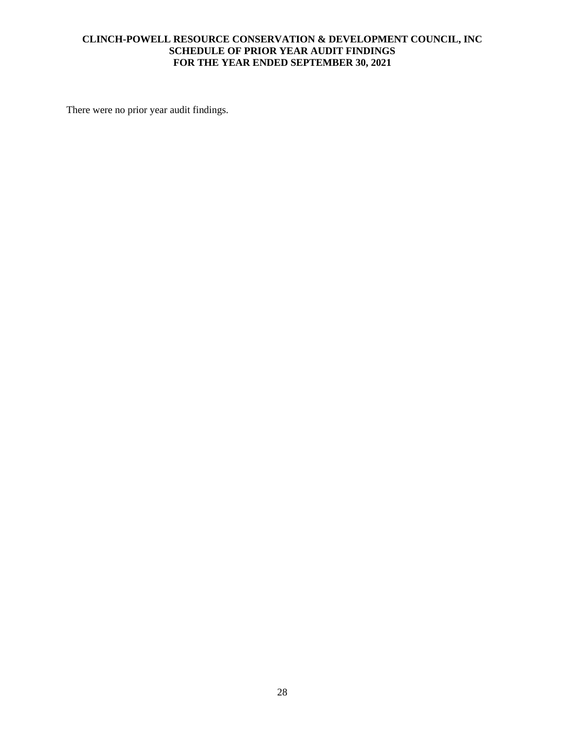# CLINCH-POWELL RESOURCE CONSERVATION & DEVELOPMENT COUNCIL, INC
## SCHEDULE OF PRIOR YEAR AUDIT FINDINGS
## FOR THE YEAR ENDED SEPTEMBER 30, 2021

There were no prior year audit findings.